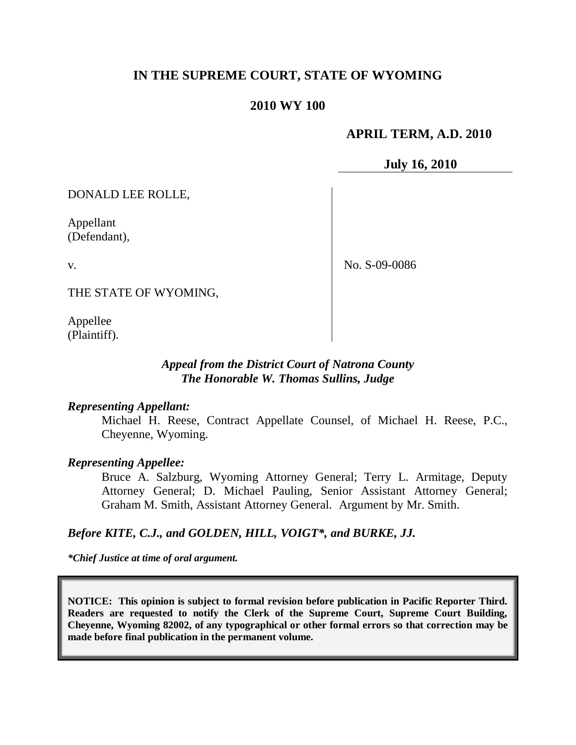# IN THE SUPREME COURT, STATE OF WYOMING

## 2010 WY 100

**APRIL TERM, A.D. 2010**

**July 16, 2010**

DONALD LEE ROLLE,

Appellant
(Defendant),

v.

THE STATE OF WYOMING,

Appellee
(Plaintiff).

No. S-09-0086

*Appeal from the District Court of Natrona County*
*The Honorable W. Thomas Sullins, Judge*

***Representing Appellant:***

Michael H. Reese, Contract Appellate Counsel, of Michael H. Reese, P.C., Cheyenne, Wyoming.

***Representing Appellee:***

Bruce A. Salzburg, Wyoming Attorney General; Terry L. Armitage, Deputy Attorney General; D. Michael Pauling, Senior Assistant Attorney General; Graham M. Smith, Assistant Attorney General. Argument by Mr. Smith.

***Before KITE, C.J., and GOLDEN, HILL, VOIGT\*, and BURKE, JJ.***

***\*Chief Justice at time of oral argument.***

**NOTICE: This opinion is subject to formal revision before publication in Pacific Reporter Third. Readers are requested to notify the Clerk of the Supreme Court, Supreme Court Building, Cheyenne, Wyoming 82002, of any typographical or other formal errors so that correction may be made before final publication in the permanent volume.**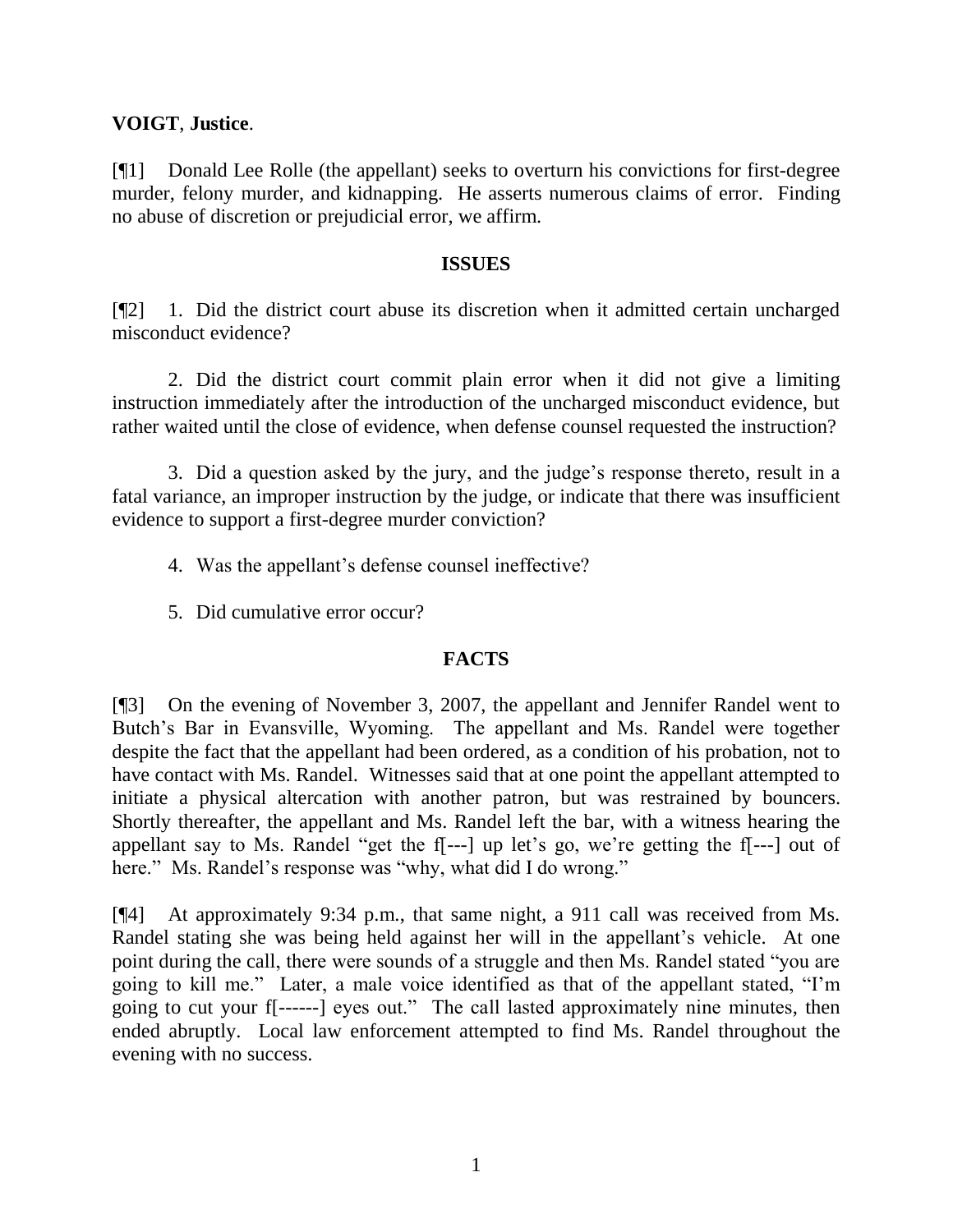**VOIGT**, **Justice**.

[¶1] Donald Lee Rolle (the appellant) seeks to overturn his convictions for first-degree murder, felony murder, and kidnapping. He asserts numerous claims of error. Finding no abuse of discretion or prejudicial error, we affirm.

## ISSUES

[¶2] 1. Did the district court abuse its discretion when it admitted certain uncharged misconduct evidence?

2. Did the district court commit plain error when it did not give a limiting instruction immediately after the introduction of the uncharged misconduct evidence, but rather waited until the close of evidence, when defense counsel requested the instruction?

3. Did a question asked by the jury, and the judge's response thereto, result in a fatal variance, an improper instruction by the judge, or indicate that there was insufficient evidence to support a first-degree murder conviction?

4. Was the appellant's defense counsel ineffective?

5. Did cumulative error occur?

## FACTS

[¶3] On the evening of November 3, 2007, the appellant and Jennifer Randel went to Butch's Bar in Evansville, Wyoming. The appellant and Ms. Randel were together despite the fact that the appellant had been ordered, as a condition of his probation, not to have contact with Ms. Randel. Witnesses said that at one point the appellant attempted to initiate a physical altercation with another patron, but was restrained by bouncers. Shortly thereafter, the appellant and Ms. Randel left the bar, with a witness hearing the appellant say to Ms. Randel "get the f[---] up let's go, we're getting the f[---] out of here." Ms. Randel's response was "why, what did I do wrong."

[¶4] At approximately 9:34 p.m., that same night, a 911 call was received from Ms. Randel stating she was being held against her will in the appellant's vehicle. At one point during the call, there were sounds of a struggle and then Ms. Randel stated "you are going to kill me." Later, a male voice identified as that of the appellant stated, "I'm going to cut your f[------] eyes out." The call lasted approximately nine minutes, then ended abruptly. Local law enforcement attempted to find Ms. Randel throughout the evening with no success.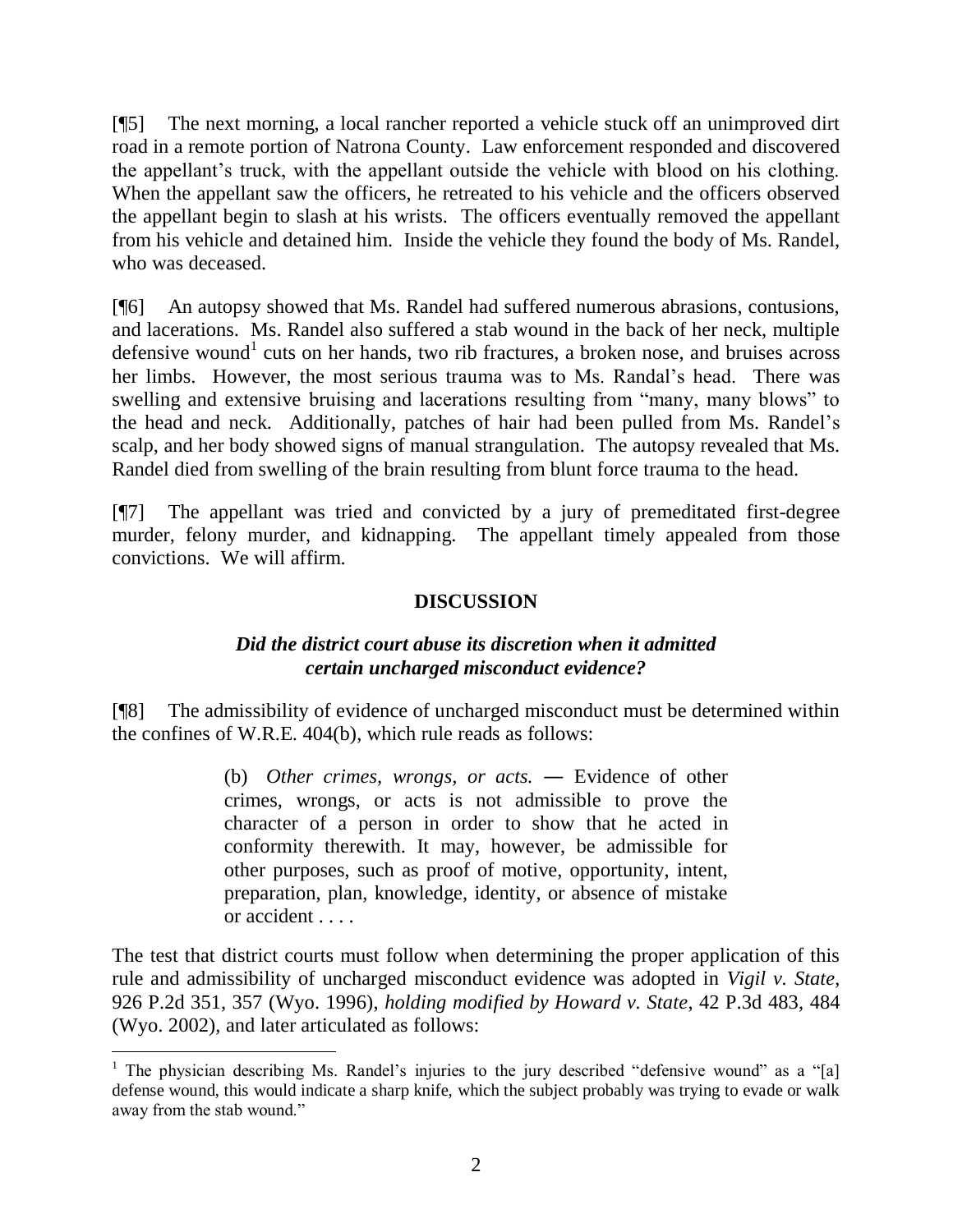[¶5] The next morning, a local rancher reported a vehicle stuck off an unimproved dirt road in a remote portion of Natrona County. Law enforcement responded and discovered the appellant's truck, with the appellant outside the vehicle with blood on his clothing. When the appellant saw the officers, he retreated to his vehicle and the officers observed the appellant begin to slash at his wrists. The officers eventually removed the appellant from his vehicle and detained him. Inside the vehicle they found the body of Ms. Randel, who was deceased.

[¶6] An autopsy showed that Ms. Randel had suffered numerous abrasions, contusions, and lacerations. Ms. Randel also suffered a stab wound in the back of her neck, multiple defensive wound[1] cuts on her hands, two rib fractures, a broken nose, and bruises across her limbs. However, the most serious trauma was to Ms. Randal's head. There was swelling and extensive bruising and lacerations resulting from "many, many blows" to the head and neck. Additionally, patches of hair had been pulled from Ms. Randel's scalp, and her body showed signs of manual strangulation. The autopsy revealed that Ms. Randel died from swelling of the brain resulting from blunt force trauma to the head.

[¶7] The appellant was tried and convicted by a jury of premeditated first-degree murder, felony murder, and kidnapping. The appellant timely appealed from those convictions. We will affirm.

## DISCUSSION

### *Did the district court abuse its discretion when it admitted certain uncharged misconduct evidence?*

[¶8] The admissibility of evidence of uncharged misconduct must be determined within the confines of W.R.E. 404(b), which rule reads as follows:

> (b) *Other crimes, wrongs, or acts.* ― Evidence of other crimes, wrongs, or acts is not admissible to prove the character of a person in order to show that he acted in conformity therewith. It may, however, be admissible for other purposes, such as proof of motive, opportunity, intent, preparation, plan, knowledge, identity, or absence of mistake or accident . . . .

The test that district courts must follow when determining the proper application of this rule and admissibility of uncharged misconduct evidence was adopted in *Vigil v. State*, 926 P.2d 351, 357 (Wyo. 1996), *holding modified by Howard v. State*, 42 P.3d 483, 484 (Wyo. 2002), and later articulated as follows:

---

[1] The physician describing Ms. Randel's injuries to the jury described "defensive wound" as a "[a] defense wound, this would indicate a sharp knife, which the subject probably was trying to evade or walk away from the stab wound."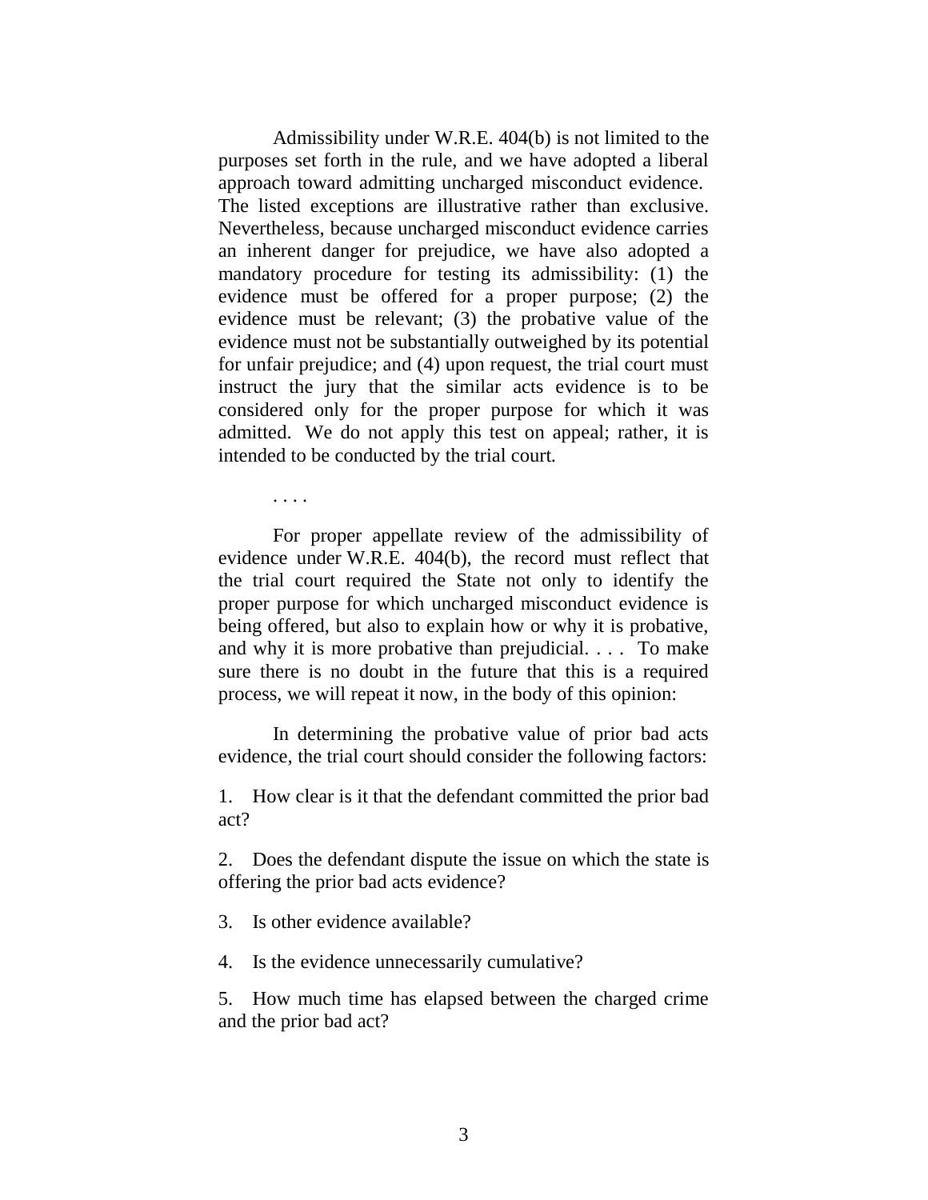Admissibility under W.R.E. 404(b) is not limited to the purposes set forth in the rule, and we have adopted a liberal approach toward admitting uncharged misconduct evidence. The listed exceptions are illustrative rather than exclusive. Nevertheless, because uncharged misconduct evidence carries an inherent danger for prejudice, we have also adopted a mandatory procedure for testing its admissibility: (1) the evidence must be offered for a proper purpose; (2) the evidence must be relevant; (3) the probative value of the evidence must not be substantially outweighed by its potential for unfair prejudice; and (4) upon request, the trial court must instruct the jury that the similar acts evidence is to be considered only for the proper purpose for which it was admitted. We do not apply this test on appeal; rather, it is intended to be conducted by the trial court.

. . . .

For proper appellate review of the admissibility of evidence under W.R.E. 404(b), the record must reflect that the trial court required the State not only to identify the proper purpose for which uncharged misconduct evidence is being offered, but also to explain how or why it is probative, and why it is more probative than prejudicial. . . . To make sure there is no doubt in the future that this is a required process, we will repeat it now, in the body of this opinion:

In determining the probative value of prior bad acts evidence, the trial court should consider the following factors:

1. How clear is it that the defendant committed the prior bad act?

2. Does the defendant dispute the issue on which the state is offering the prior bad acts evidence?

3. Is other evidence available?

4. Is the evidence unnecessarily cumulative?

5. How much time has elapsed between the charged crime and the prior bad act?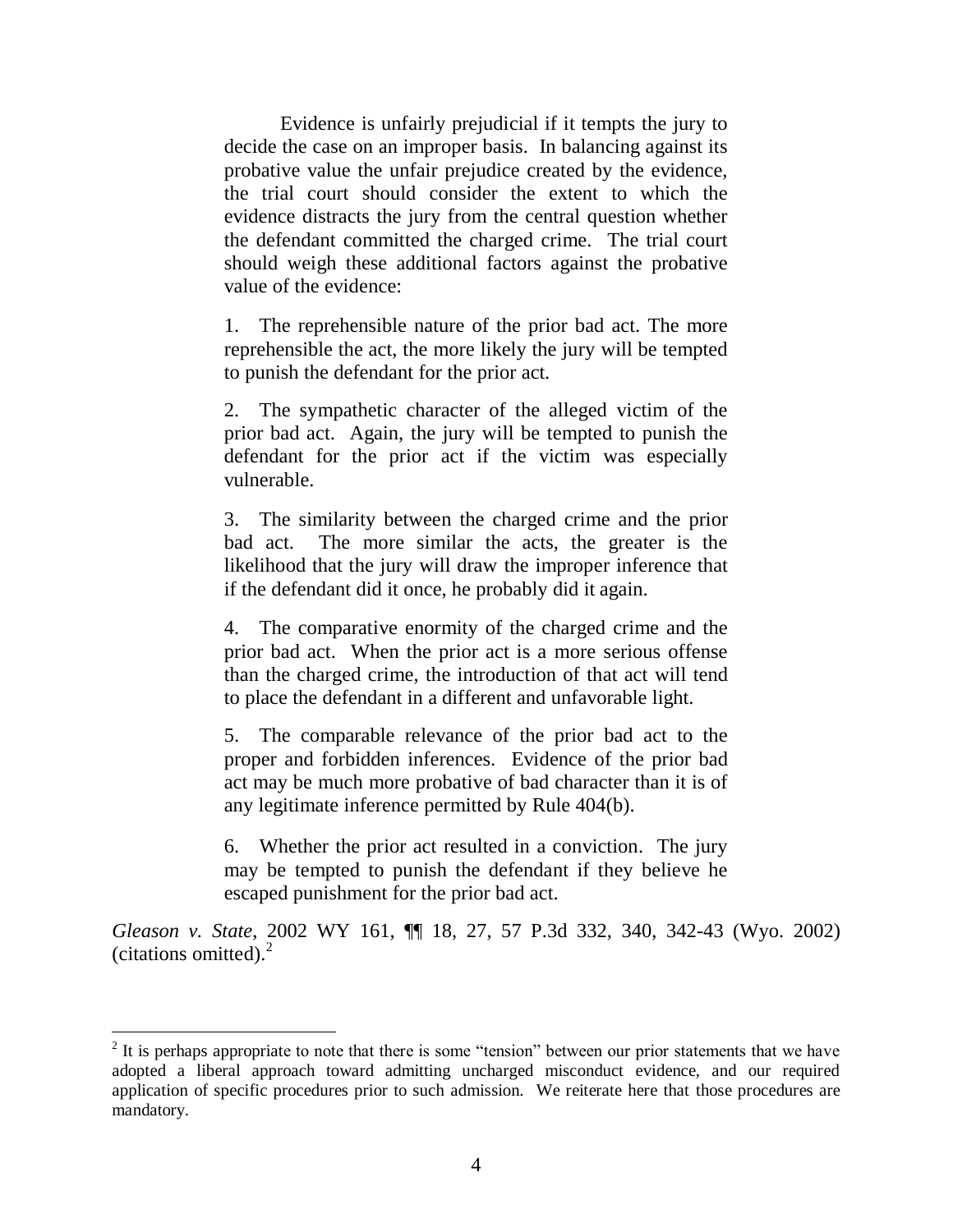> Evidence is unfairly prejudicial if it tempts the jury to decide the case on an improper basis. In balancing against its probative value the unfair prejudice created by the evidence, the trial court should consider the extent to which the evidence distracts the jury from the central question whether the defendant committed the charged crime. The trial court should weigh these additional factors against the probative value of the evidence:
>
> 1. The reprehensible nature of the prior bad act. The more reprehensible the act, the more likely the jury will be tempted to punish the defendant for the prior act.
>
> 2. The sympathetic character of the alleged victim of the prior bad act. Again, the jury will be tempted to punish the defendant for the prior act if the victim was especially vulnerable.
>
> 3. The similarity between the charged crime and the prior bad act. The more similar the acts, the greater is the likelihood that the jury will draw the improper inference that if the defendant did it once, he probably did it again.
>
> 4. The comparative enormity of the charged crime and the prior bad act. When the prior act is a more serious offense than the charged crime, the introduction of that act will tend to place the defendant in a different and unfavorable light.
>
> 5. The comparable relevance of the prior bad act to the proper and forbidden inferences. Evidence of the prior bad act may be much more probative of bad character than it is of any legitimate inference permitted by Rule 404(b).
>
> 6. Whether the prior act resulted in a conviction. The jury may be tempted to punish the defendant if they believe he escaped punishment for the prior bad act.

*Gleason v. State*, 2002 WY 161, ¶¶ 18, 27, 57 P.3d 332, 340, 342-43 (Wyo. 2002) (citations omitted).[2]

---

[2] It is perhaps appropriate to note that there is some "tension" between our prior statements that we have adopted a liberal approach toward admitting uncharged misconduct evidence, and our required application of specific procedures prior to such admission. We reiterate here that those procedures are mandatory.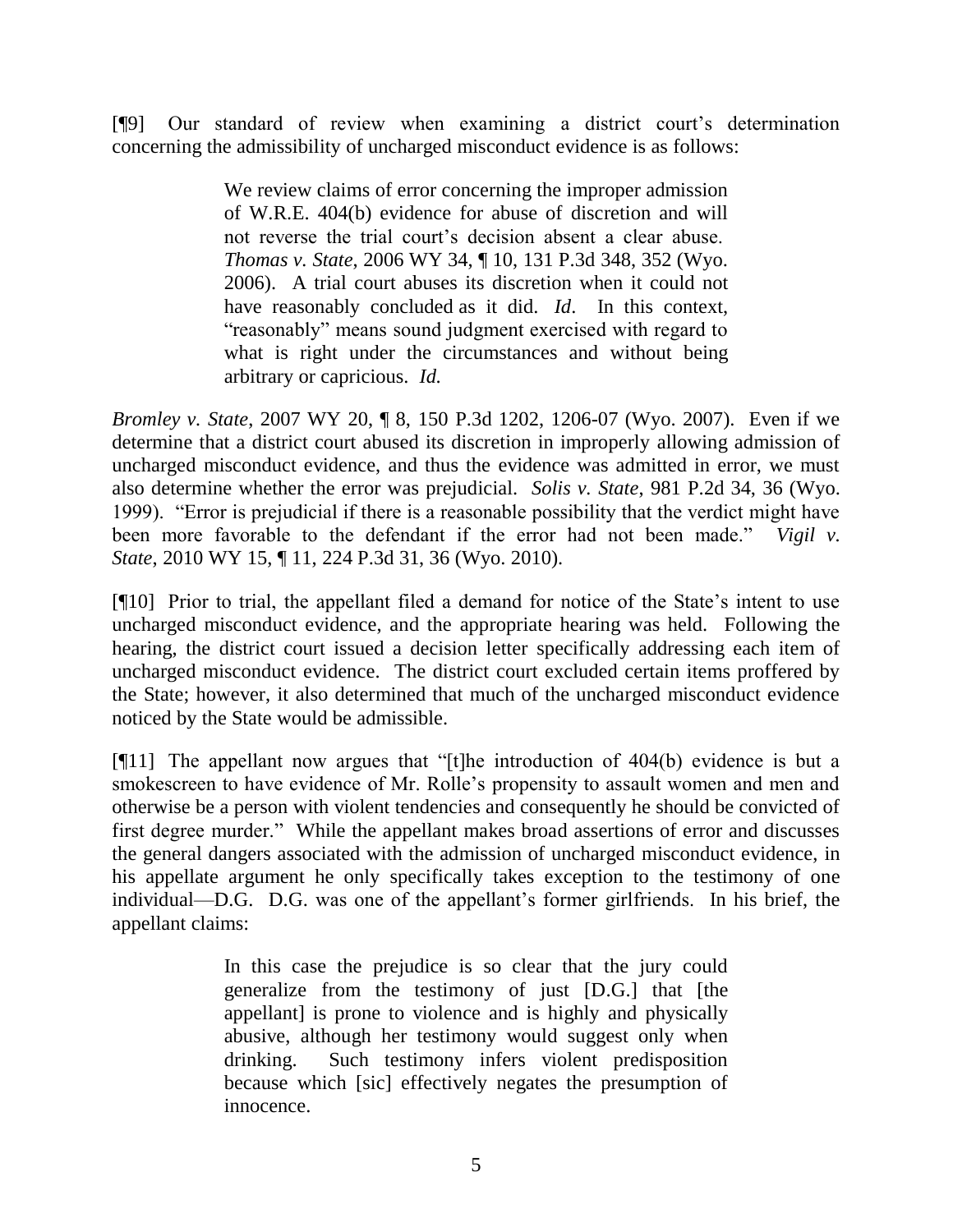[¶9] Our standard of review when examining a district court's determination concerning the admissibility of uncharged misconduct evidence is as follows:

> We review claims of error concerning the improper admission of W.R.E. 404(b) evidence for abuse of discretion and will not reverse the trial court's decision absent a clear abuse. *Thomas v. State*, 2006 WY 34, ¶ 10, 131 P.3d 348, 352 (Wyo. 2006). A trial court abuses its discretion when it could not have reasonably concluded as it did. *Id*. In this context, "reasonably" means sound judgment exercised with regard to what is right under the circumstances and without being arbitrary or capricious. *Id.*

*Bromley v. State*, 2007 WY 20, ¶ 8, 150 P.3d 1202, 1206-07 (Wyo. 2007). Even if we determine that a district court abused its discretion in improperly allowing admission of uncharged misconduct evidence, and thus the evidence was admitted in error, we must also determine whether the error was prejudicial. *Solis v. State*, 981 P.2d 34, 36 (Wyo. 1999). "Error is prejudicial if there is a reasonable possibility that the verdict might have been more favorable to the defendant if the error had not been made." *Vigil v. State*, 2010 WY 15, ¶ 11, 224 P.3d 31, 36 (Wyo. 2010).

[¶10] Prior to trial, the appellant filed a demand for notice of the State's intent to use uncharged misconduct evidence, and the appropriate hearing was held. Following the hearing, the district court issued a decision letter specifically addressing each item of uncharged misconduct evidence. The district court excluded certain items proffered by the State; however, it also determined that much of the uncharged misconduct evidence noticed by the State would be admissible.

[¶11] The appellant now argues that "[t]he introduction of 404(b) evidence is but a smokescreen to have evidence of Mr. Rolle's propensity to assault women and men and otherwise be a person with violent tendencies and consequently he should be convicted of first degree murder." While the appellant makes broad assertions of error and discusses the general dangers associated with the admission of uncharged misconduct evidence, in his appellate argument he only specifically takes exception to the testimony of one individual—D.G. D.G. was one of the appellant's former girlfriends. In his brief, the appellant claims:

> In this case the prejudice is so clear that the jury could generalize from the testimony of just [D.G.] that [the appellant] is prone to violence and is highly and physically abusive, although her testimony would suggest only when drinking. Such testimony infers violent predisposition because which [sic] effectively negates the presumption of innocence.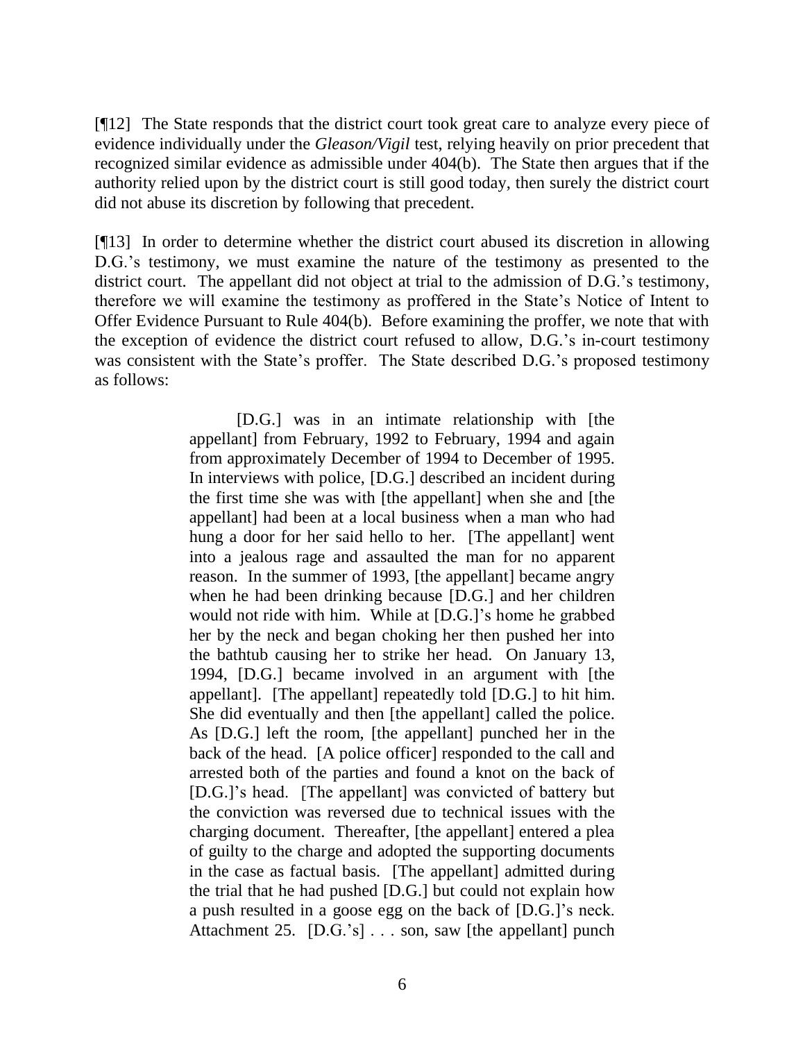[¶12] The State responds that the district court took great care to analyze every piece of evidence individually under the *Gleason/Vigil* test, relying heavily on prior precedent that recognized similar evidence as admissible under 404(b). The State then argues that if the authority relied upon by the district court is still good today, then surely the district court did not abuse its discretion by following that precedent.

[¶13] In order to determine whether the district court abused its discretion in allowing D.G.'s testimony, we must examine the nature of the testimony as presented to the district court. The appellant did not object at trial to the admission of D.G.'s testimony, therefore we will examine the testimony as proffered in the State's Notice of Intent to Offer Evidence Pursuant to Rule 404(b). Before examining the proffer, we note that with the exception of evidence the district court refused to allow, D.G.'s in-court testimony was consistent with the State's proffer. The State described D.G.'s proposed testimony as follows:

> [D.G.] was in an intimate relationship with [the appellant] from February, 1992 to February, 1994 and again from approximately December of 1994 to December of 1995. In interviews with police, [D.G.] described an incident during the first time she was with [the appellant] when she and [the appellant] had been at a local business when a man who had hung a door for her said hello to her. [The appellant] went into a jealous rage and assaulted the man for no apparent reason. In the summer of 1993, [the appellant] became angry when he had been drinking because [D.G.] and her children would not ride with him. While at [D.G.]'s home he grabbed her by the neck and began choking her then pushed her into the bathtub causing her to strike her head. On January 13, 1994, [D.G.] became involved in an argument with [the appellant]. [The appellant] repeatedly told [D.G.] to hit him. She did eventually and then [the appellant] called the police. As [D.G.] left the room, [the appellant] punched her in the back of the head. [A police officer] responded to the call and arrested both of the parties and found a knot on the back of [D.G.]'s head. [The appellant] was convicted of battery but the conviction was reversed due to technical issues with the charging document. Thereafter, [the appellant] entered a plea of guilty to the charge and adopted the supporting documents in the case as factual basis. [The appellant] admitted during the trial that he had pushed [D.G.] but could not explain how a push resulted in a goose egg on the back of [D.G.]'s neck. Attachment 25. [D.G.'s] . . . son, saw [the appellant] punch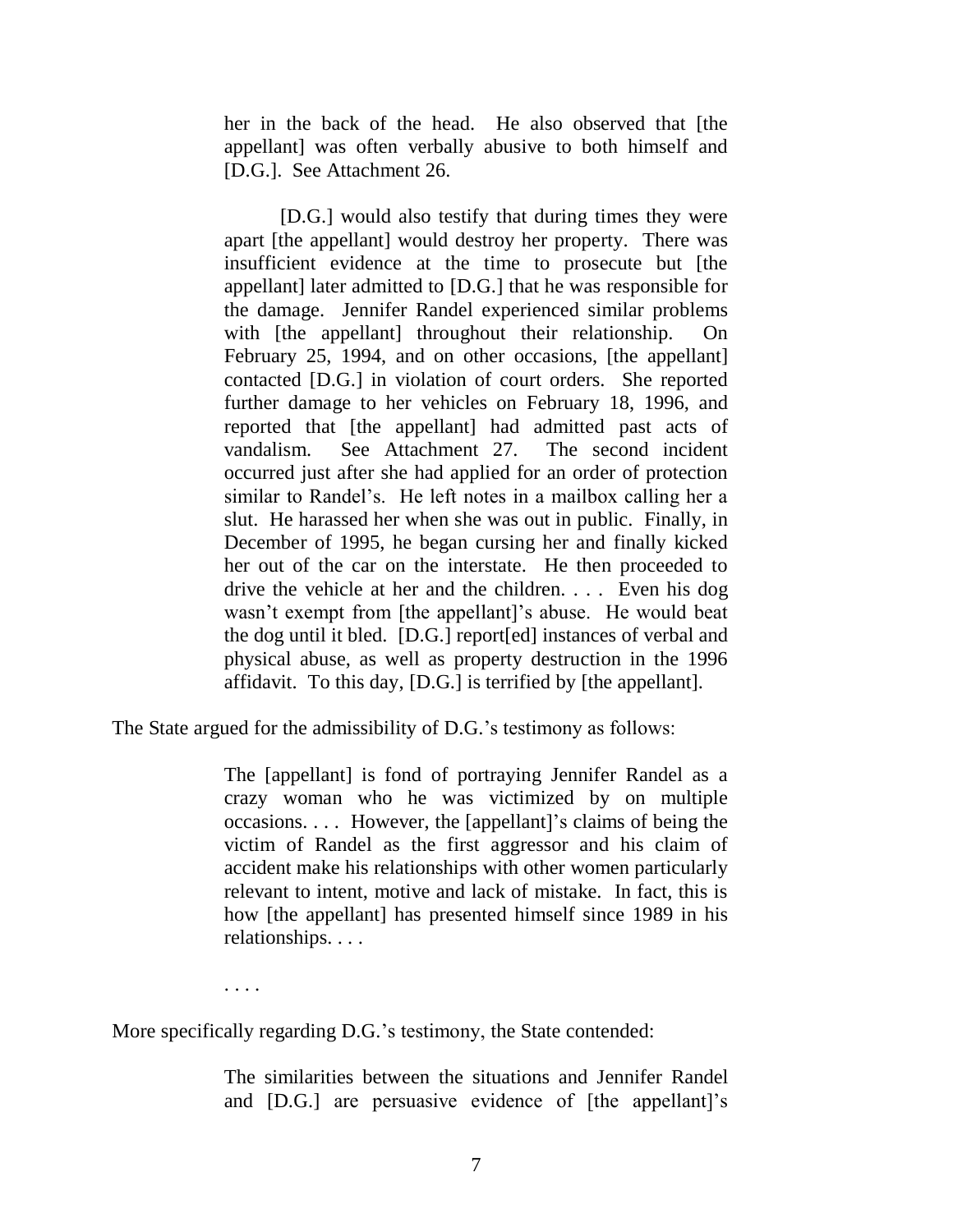> her in the back of the head. He also observed that [the appellant] was often verbally abusive to both himself and [D.G.]. See Attachment 26.
>
> [D.G.] would also testify that during times they were apart [the appellant] would destroy her property. There was insufficient evidence at the time to prosecute but [the appellant] later admitted to [D.G.] that he was responsible for the damage. Jennifer Randel experienced similar problems with [the appellant] throughout their relationship. On February 25, 1994, and on other occasions, [the appellant] contacted [D.G.] in violation of court orders. She reported further damage to her vehicles on February 18, 1996, and reported that [the appellant] had admitted past acts of vandalism. See Attachment 27. The second incident occurred just after she had applied for an order of protection similar to Randel's. He left notes in a mailbox calling her a slut. He harassed her when she was out in public. Finally, in December of 1995, he began cursing her and finally kicked her out of the car on the interstate. He then proceeded to drive the vehicle at her and the children. . . . Even his dog wasn't exempt from [the appellant]'s abuse. He would beat the dog until it bled. [D.G.] report[ed] instances of verbal and physical abuse, as well as property destruction in the 1996 affidavit. To this day, [D.G.] is terrified by [the appellant].

The State argued for the admissibility of D.G.'s testimony as follows:

> The [appellant] is fond of portraying Jennifer Randel as a crazy woman who he was victimized by on multiple occasions. . . . However, the [appellant]'s claims of being the victim of Randel as the first aggressor and his claim of accident make his relationships with other women particularly relevant to intent, motive and lack of mistake. In fact, this is how [the appellant] has presented himself since 1989 in his relationships. . . .
>
> . . . .

More specifically regarding D.G.'s testimony, the State contended:

> The similarities between the situations and Jennifer Randel and [D.G.] are persuasive evidence of [the appellant]'s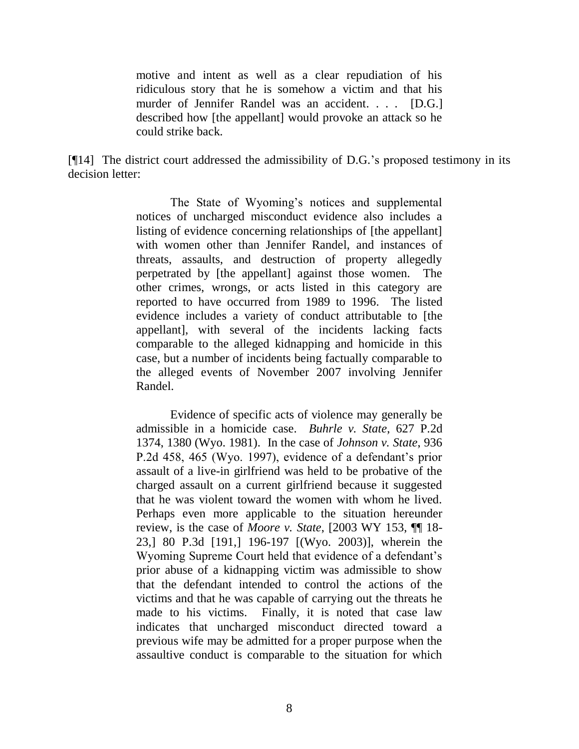> motive and intent as well as a clear repudiation of his ridiculous story that he is somehow a victim and that his murder of Jennifer Randel was an accident. . . . [D.G.] described how [the appellant] would provoke an attack so he could strike back.

[¶14] The district court addressed the admissibility of D.G.'s proposed testimony in its decision letter:

> The State of Wyoming's notices and supplemental notices of uncharged misconduct evidence also includes a listing of evidence concerning relationships of [the appellant] with women other than Jennifer Randel, and instances of threats, assaults, and destruction of property allegedly perpetrated by [the appellant] against those women. The other crimes, wrongs, or acts listed in this category are reported to have occurred from 1989 to 1996. The listed evidence includes a variety of conduct attributable to [the appellant], with several of the incidents lacking facts comparable to the alleged kidnapping and homicide in this case, but a number of incidents being factually comparable to the alleged events of November 2007 involving Jennifer Randel.
>
> Evidence of specific acts of violence may generally be admissible in a homicide case. *Buhrle v. State*, 627 P.2d 1374, 1380 (Wyo. 1981). In the case of *Johnson v. State*, 936 P.2d 458, 465 (Wyo. 1997), evidence of a defendant's prior assault of a live-in girlfriend was held to be probative of the charged assault on a current girlfriend because it suggested that he was violent toward the women with whom he lived. Perhaps even more applicable to the situation hereunder review, is the case of *Moore v. State*, [2003 WY 153, ¶¶ 18-23,] 80 P.3d [191,] 196-197 [(Wyo. 2003)], wherein the Wyoming Supreme Court held that evidence of a defendant's prior abuse of a kidnapping victim was admissible to show that the defendant intended to control the actions of the victims and that he was capable of carrying out the threats he made to his victims. Finally, it is noted that case law indicates that uncharged misconduct directed toward a previous wife may be admitted for a proper purpose when the assaultive conduct is comparable to the situation for which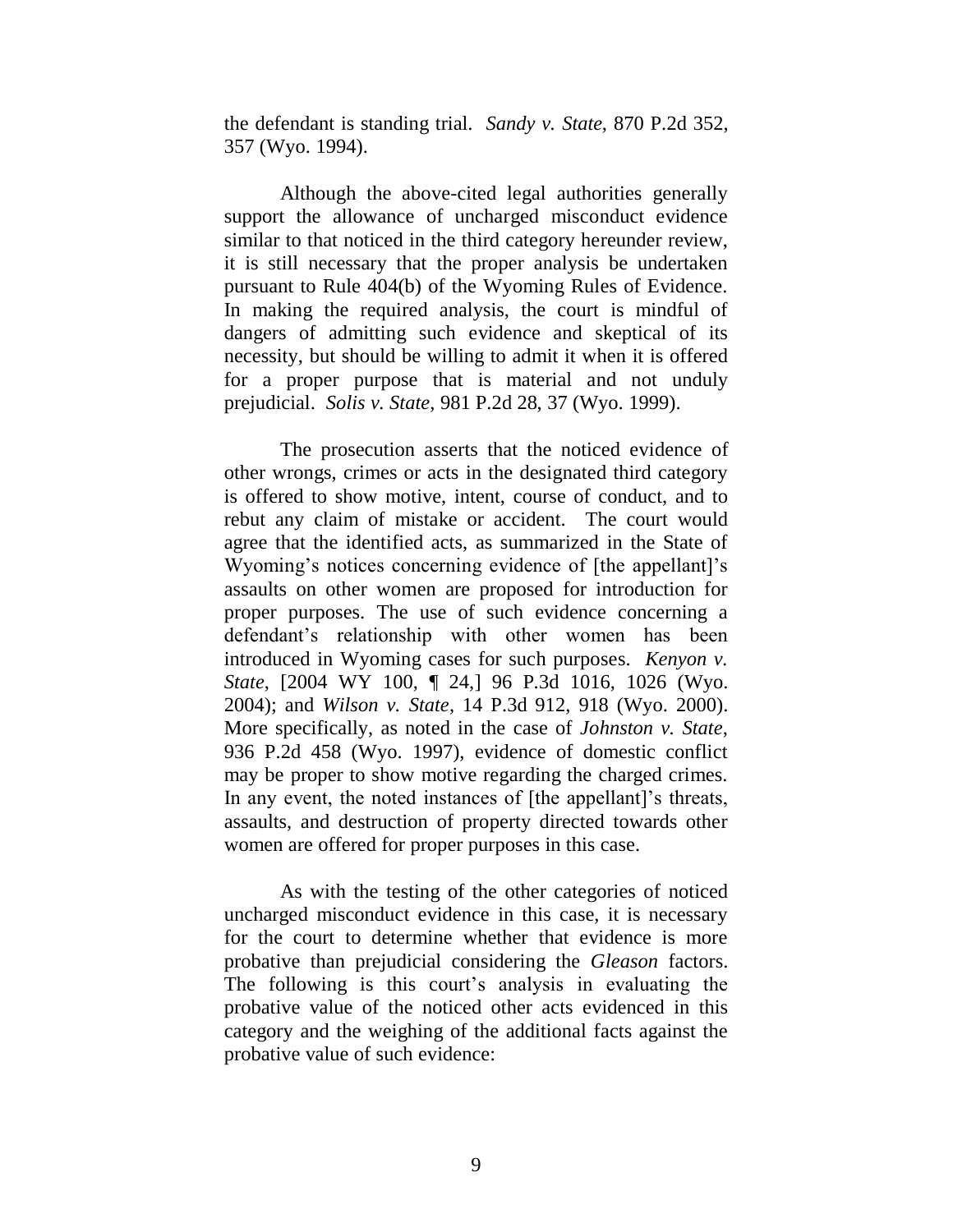the defendant is standing trial. *Sandy v. State*, 870 P.2d 352, 357 (Wyo. 1994).

Although the above-cited legal authorities generally support the allowance of uncharged misconduct evidence similar to that noticed in the third category hereunder review, it is still necessary that the proper analysis be undertaken pursuant to Rule 404(b) of the Wyoming Rules of Evidence. In making the required analysis, the court is mindful of dangers of admitting such evidence and skeptical of its necessity, but should be willing to admit it when it is offered for a proper purpose that is material and not unduly prejudicial. *Solis v. State*, 981 P.2d 28, 37 (Wyo. 1999).

The prosecution asserts that the noticed evidence of other wrongs, crimes or acts in the designated third category is offered to show motive, intent, course of conduct, and to rebut any claim of mistake or accident. The court would agree that the identified acts, as summarized in the State of Wyoming's notices concerning evidence of [the appellant]'s assaults on other women are proposed for introduction for proper purposes. The use of such evidence concerning a defendant's relationship with other women has been introduced in Wyoming cases for such purposes. *Kenyon v. State*, [2004 WY 100, ¶ 24,] 96 P.3d 1016, 1026 (Wyo. 2004); and *Wilson v. State*, 14 P.3d 912, 918 (Wyo. 2000). More specifically, as noted in the case of *Johnston v. State*, 936 P.2d 458 (Wyo. 1997), evidence of domestic conflict may be proper to show motive regarding the charged crimes. In any event, the noted instances of [the appellant]'s threats, assaults, and destruction of property directed towards other women are offered for proper purposes in this case.

As with the testing of the other categories of noticed uncharged misconduct evidence in this case, it is necessary for the court to determine whether that evidence is more probative than prejudicial considering the *Gleason* factors. The following is this court's analysis in evaluating the probative value of the noticed other acts evidenced in this category and the weighing of the additional facts against the probative value of such evidence: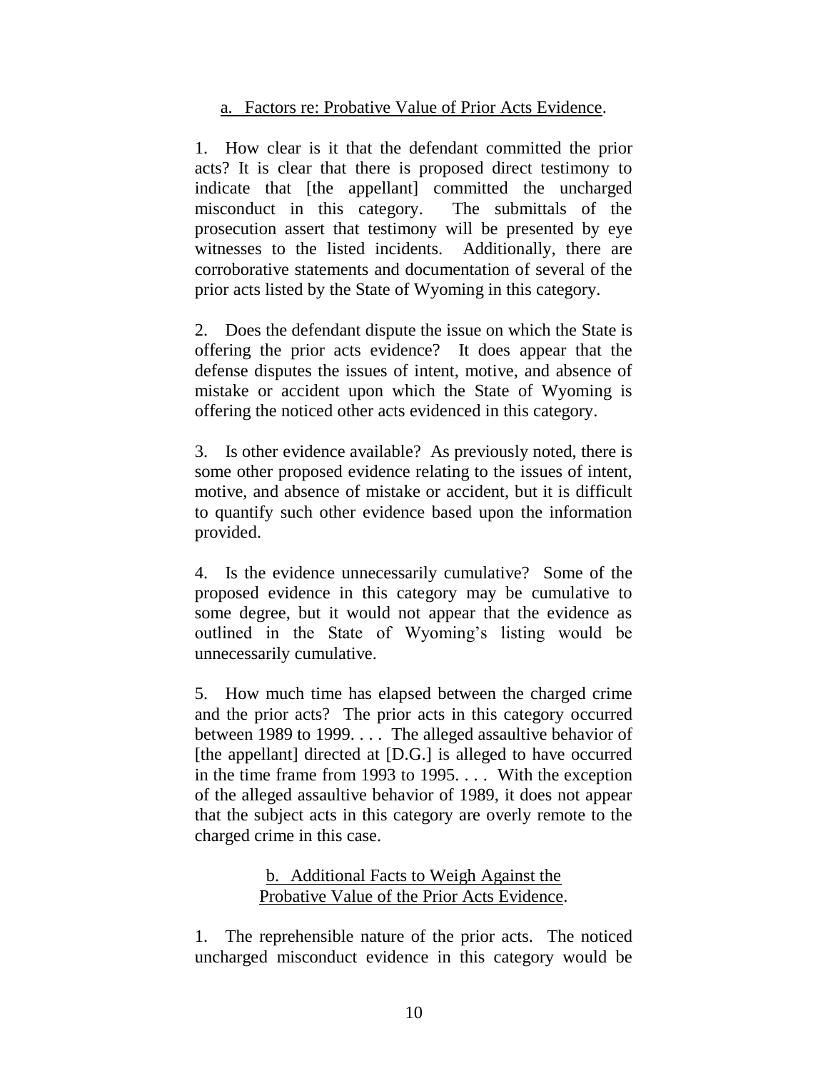a. Factors re: Probative Value of Prior Acts Evidence.

1. How clear is it that the defendant committed the prior acts? It is clear that there is proposed direct testimony to indicate that [the appellant] committed the uncharged misconduct in this category. The submittals of the prosecution assert that testimony will be presented by eye witnesses to the listed incidents. Additionally, there are corroborative statements and documentation of several of the prior acts listed by the State of Wyoming in this category.

2. Does the defendant dispute the issue on which the State is offering the prior acts evidence? It does appear that the defense disputes the issues of intent, motive, and absence of mistake or accident upon which the State of Wyoming is offering the noticed other acts evidenced in this category.

3. Is other evidence available? As previously noted, there is some other proposed evidence relating to the issues of intent, motive, and absence of mistake or accident, but it is difficult to quantify such other evidence based upon the information provided.

4. Is the evidence unnecessarily cumulative? Some of the proposed evidence in this category may be cumulative to some degree, but it would not appear that the evidence as outlined in the State of Wyoming's listing would be unnecessarily cumulative.

5. How much time has elapsed between the charged crime and the prior acts? The prior acts in this category occurred between 1989 to 1999. . . . The alleged assaultive behavior of [the appellant] directed at [D.G.] is alleged to have occurred in the time frame from 1993 to 1995. . . . With the exception of the alleged assaultive behavior of 1989, it does not appear that the subject acts in this category are overly remote to the charged crime in this case.

b. Additional Facts to Weigh Against the Probative Value of the Prior Acts Evidence.

1. The reprehensible nature of the prior acts. The noticed uncharged misconduct evidence in this category would be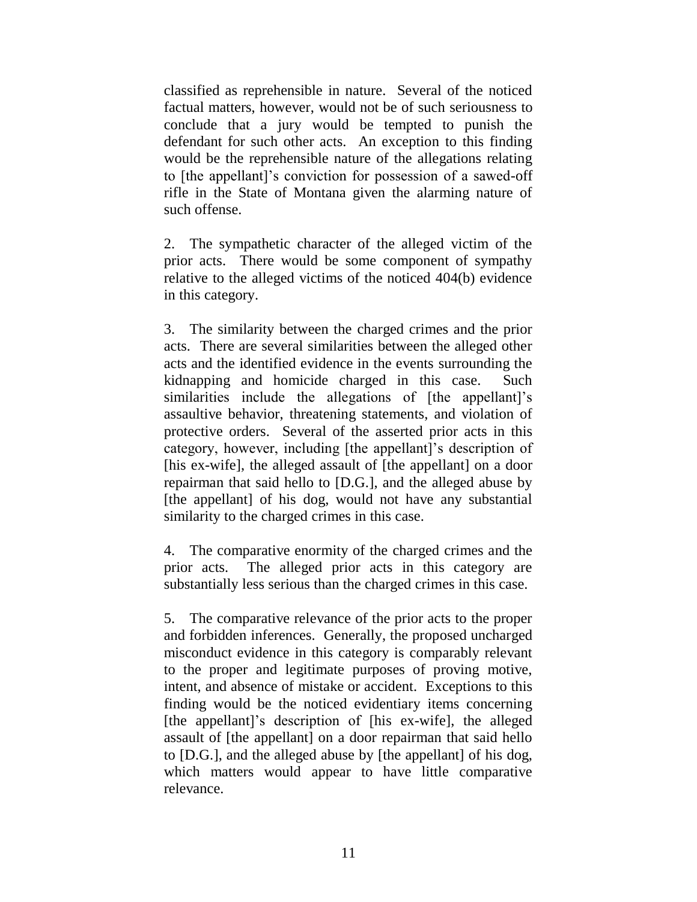classified as reprehensible in nature. Several of the noticed factual matters, however, would not be of such seriousness to conclude that a jury would be tempted to punish the defendant for such other acts. An exception to this finding would be the reprehensible nature of the allegations relating to [the appellant]'s conviction for possession of a sawed-off rifle in the State of Montana given the alarming nature of such offense.

2. The sympathetic character of the alleged victim of the prior acts. There would be some component of sympathy relative to the alleged victims of the noticed 404(b) evidence in this category.

3. The similarity between the charged crimes and the prior acts. There are several similarities between the alleged other acts and the identified evidence in the events surrounding the kidnapping and homicide charged in this case. Such similarities include the allegations of [the appellant]'s assaultive behavior, threatening statements, and violation of protective orders. Several of the asserted prior acts in this category, however, including [the appellant]'s description of [his ex-wife], the alleged assault of [the appellant] on a door repairman that said hello to [D.G.], and the alleged abuse by [the appellant] of his dog, would not have any substantial similarity to the charged crimes in this case.

4. The comparative enormity of the charged crimes and the prior acts. The alleged prior acts in this category are substantially less serious than the charged crimes in this case.

5. The comparative relevance of the prior acts to the proper and forbidden inferences. Generally, the proposed uncharged misconduct evidence in this category is comparably relevant to the proper and legitimate purposes of proving motive, intent, and absence of mistake or accident. Exceptions to this finding would be the noticed evidentiary items concerning [the appellant]'s description of [his ex-wife], the alleged assault of [the appellant] on a door repairman that said hello to [D.G.], and the alleged abuse by [the appellant] of his dog, which matters would appear to have little comparative relevance.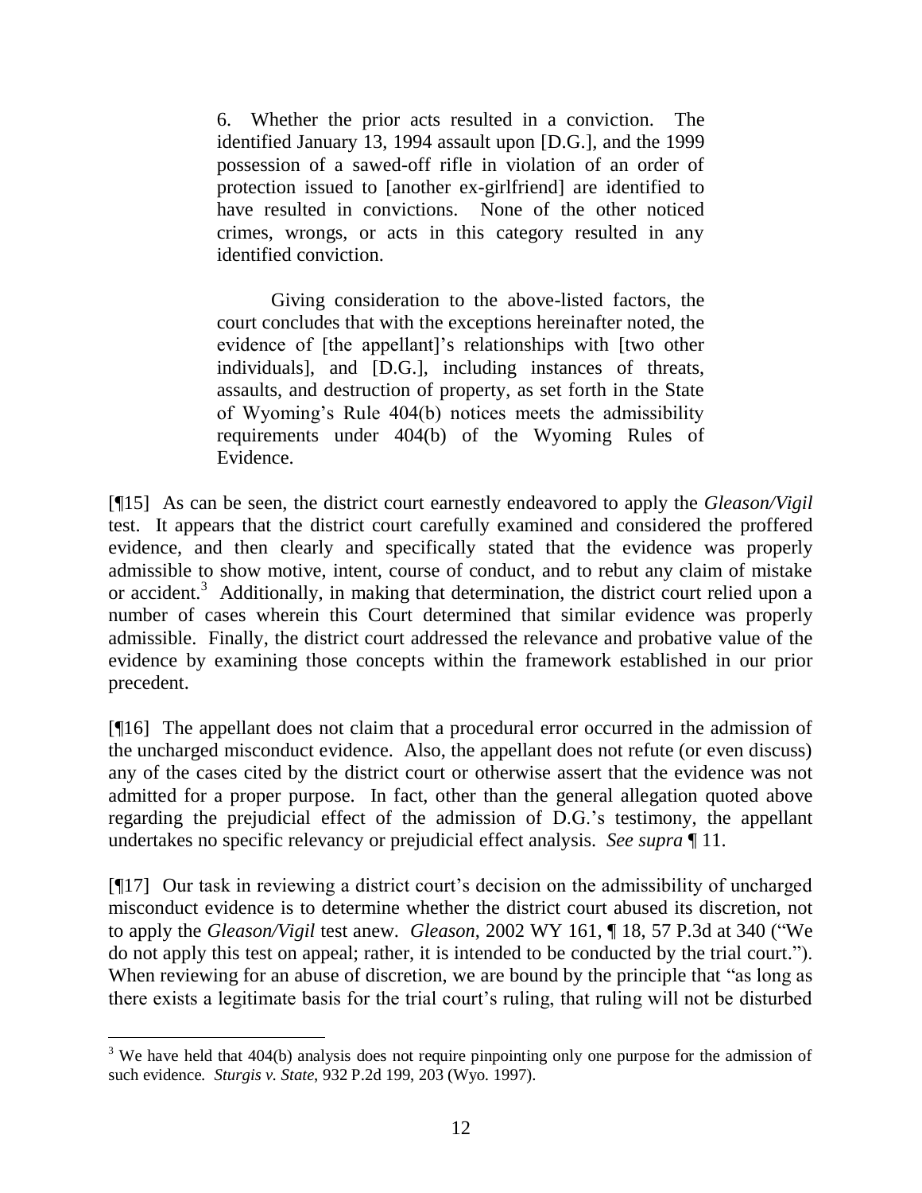> 6. Whether the prior acts resulted in a conviction. The identified January 13, 1994 assault upon [D.G.], and the 1999 possession of a sawed-off rifle in violation of an order of protection issued to [another ex-girlfriend] are identified to have resulted in convictions. None of the other noticed crimes, wrongs, or acts in this category resulted in any identified conviction.
>
> Giving consideration to the above-listed factors, the court concludes that with the exceptions hereinafter noted, the evidence of [the appellant]'s relationships with [two other individuals], and [D.G.], including instances of threats, assaults, and destruction of property, as set forth in the State of Wyoming's Rule 404(b) notices meets the admissibility requirements under 404(b) of the Wyoming Rules of Evidence.

[¶15] As can be seen, the district court earnestly endeavored to apply the *Gleason/Vigil* test. It appears that the district court carefully examined and considered the proffered evidence, and then clearly and specifically stated that the evidence was properly admissible to show motive, intent, course of conduct, and to rebut any claim of mistake or accident.[3] Additionally, in making that determination, the district court relied upon a number of cases wherein this Court determined that similar evidence was properly admissible. Finally, the district court addressed the relevance and probative value of the evidence by examining those concepts within the framework established in our prior precedent.

[¶16] The appellant does not claim that a procedural error occurred in the admission of the uncharged misconduct evidence. Also, the appellant does not refute (or even discuss) any of the cases cited by the district court or otherwise assert that the evidence was not admitted for a proper purpose. In fact, other than the general allegation quoted above regarding the prejudicial effect of the admission of D.G.'s testimony, the appellant undertakes no specific relevancy or prejudicial effect analysis. *See supra* ¶ 11.

[¶17] Our task in reviewing a district court's decision on the admissibility of uncharged misconduct evidence is to determine whether the district court abused its discretion, not to apply the *Gleason/Vigil* test anew. *Gleason*, 2002 WY 161, ¶ 18, 57 P.3d at 340 ("We do not apply this test on appeal; rather, it is intended to be conducted by the trial court."). When reviewing for an abuse of discretion, we are bound by the principle that "as long as there exists a legitimate basis for the trial court's ruling, that ruling will not be disturbed

---

[3] We have held that 404(b) analysis does not require pinpointing only one purpose for the admission of such evidence. *Sturgis v. State*, 932 P.2d 199, 203 (Wyo. 1997).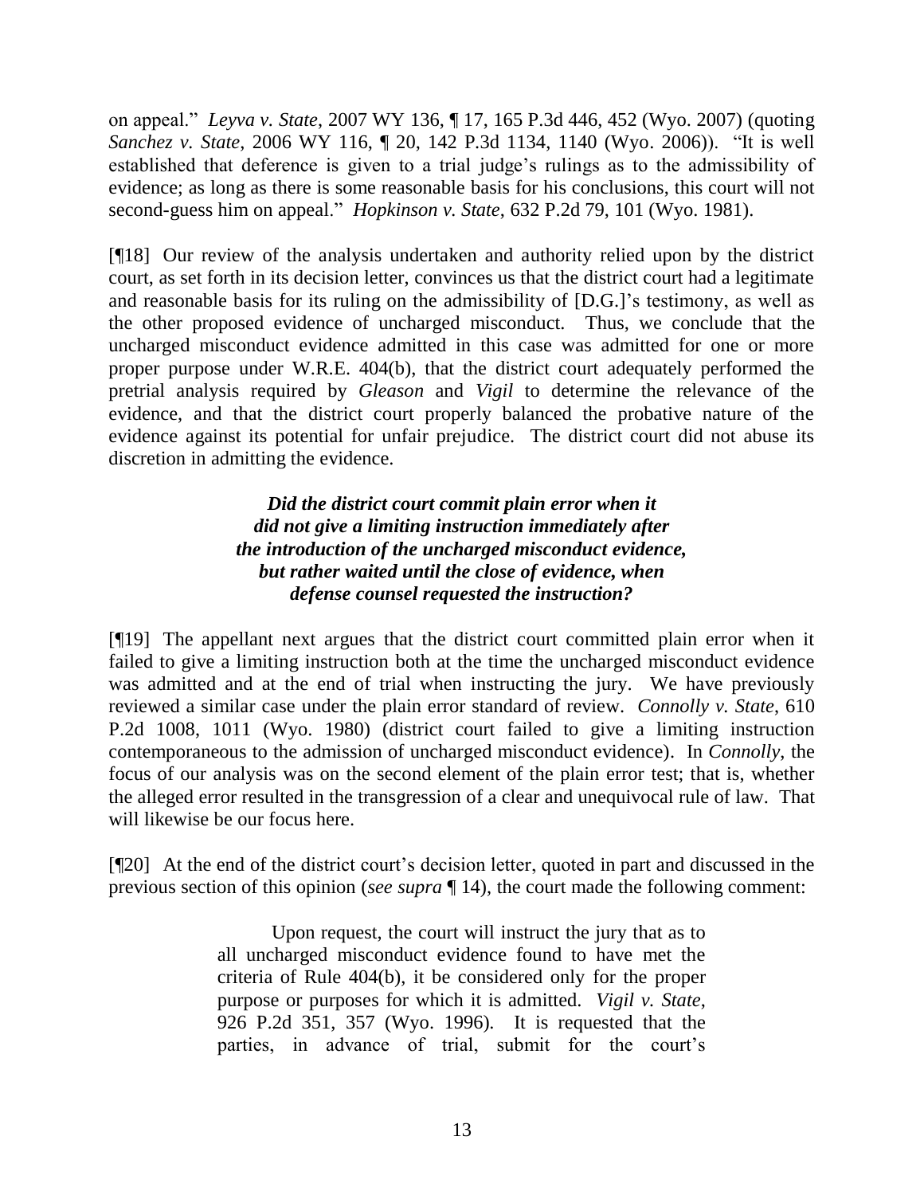on appeal." *Leyva v. State*, 2007 WY 136, ¶ 17, 165 P.3d 446, 452 (Wyo. 2007) (quoting *Sanchez v. State*, 2006 WY 116, ¶ 20, 142 P.3d 1134, 1140 (Wyo. 2006)). "It is well established that deference is given to a trial judge's rulings as to the admissibility of evidence; as long as there is some reasonable basis for his conclusions, this court will not second-guess him on appeal." *Hopkinson v. State*, 632 P.2d 79, 101 (Wyo. 1981).

[¶18] Our review of the analysis undertaken and authority relied upon by the district court, as set forth in its decision letter, convinces us that the district court had a legitimate and reasonable basis for its ruling on the admissibility of [D.G.]'s testimony, as well as the other proposed evidence of uncharged misconduct. Thus, we conclude that the uncharged misconduct evidence admitted in this case was admitted for one or more proper purpose under W.R.E. 404(b), that the district court adequately performed the pretrial analysis required by *Gleason* and *Vigil* to determine the relevance of the evidence, and that the district court properly balanced the probative nature of the evidence against its potential for unfair prejudice. The district court did not abuse its discretion in admitting the evidence.

***Did the district court commit plain error when it did not give a limiting instruction immediately after the introduction of the uncharged misconduct evidence, but rather waited until the close of evidence, when defense counsel requested the instruction?***

[¶19] The appellant next argues that the district court committed plain error when it failed to give a limiting instruction both at the time the uncharged misconduct evidence was admitted and at the end of trial when instructing the jury. We have previously reviewed a similar case under the plain error standard of review. *Connolly v. State*, 610 P.2d 1008, 1011 (Wyo. 1980) (district court failed to give a limiting instruction contemporaneous to the admission of uncharged misconduct evidence). In *Connolly*, the focus of our analysis was on the second element of the plain error test; that is, whether the alleged error resulted in the transgression of a clear and unequivocal rule of law. That will likewise be our focus here.

[¶20] At the end of the district court's decision letter, quoted in part and discussed in the previous section of this opinion (*see supra* ¶ 14), the court made the following comment:

> Upon request, the court will instruct the jury that as to all uncharged misconduct evidence found to have met the criteria of Rule 404(b), it be considered only for the proper purpose or purposes for which it is admitted. *Vigil v. State*, 926 P.2d 351, 357 (Wyo. 1996). It is requested that the parties, in advance of trial, submit for the court's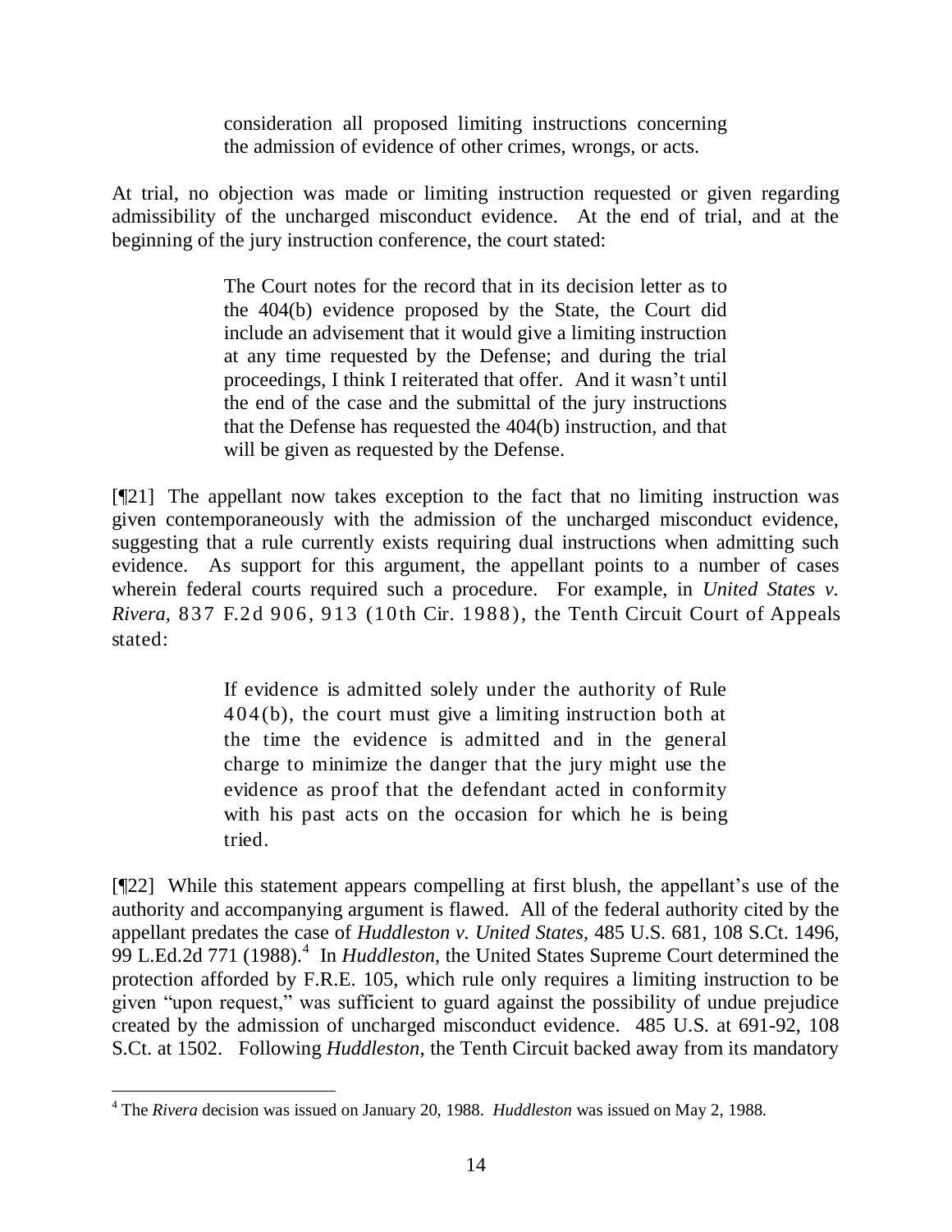> consideration all proposed limiting instructions concerning the admission of evidence of other crimes, wrongs, or acts.

At trial, no objection was made or limiting instruction requested or given regarding admissibility of the uncharged misconduct evidence. At the end of trial, and at the beginning of the jury instruction conference, the court stated:

> The Court notes for the record that in its decision letter as to the 404(b) evidence proposed by the State, the Court did include an advisement that it would give a limiting instruction at any time requested by the Defense; and during the trial proceedings, I think I reiterated that offer. And it wasn't until the end of the case and the submittal of the jury instructions that the Defense has requested the 404(b) instruction, and that will be given as requested by the Defense.

[¶21] The appellant now takes exception to the fact that no limiting instruction was given contemporaneously with the admission of the uncharged misconduct evidence, suggesting that a rule currently exists requiring dual instructions when admitting such evidence. As support for this argument, the appellant points to a number of cases wherein federal courts required such a procedure. For example, in *United States v. Rivera*, 837 F.2d 906, 913 (10th Cir. 1988), the Tenth Circuit Court of Appeals stated:

> If evidence is admitted solely under the authority of Rule 404(b), the court must give a limiting instruction both at the time the evidence is admitted and in the general charge to minimize the danger that the jury might use the evidence as proof that the defendant acted in conformity with his past acts on the occasion for which he is being tried.

[¶22] While this statement appears compelling at first blush, the appellant's use of the authority and accompanying argument is flawed. All of the federal authority cited by the appellant predates the case of *Huddleston v. United States*, 485 U.S. 681, 108 S.Ct. 1496, 99 L.Ed.2d 771 (1988).[4] In *Huddleston*, the United States Supreme Court determined the protection afforded by F.R.E. 105, which rule only requires a limiting instruction to be given "upon request," was sufficient to guard against the possibility of undue prejudice created by the admission of uncharged misconduct evidence. 485 U.S. at 691-92, 108 S.Ct. at 1502. Following *Huddleston*, the Tenth Circuit backed away from its mandatory

[4] The *Rivera* decision was issued on January 20, 1988. *Huddleston* was issued on May 2, 1988.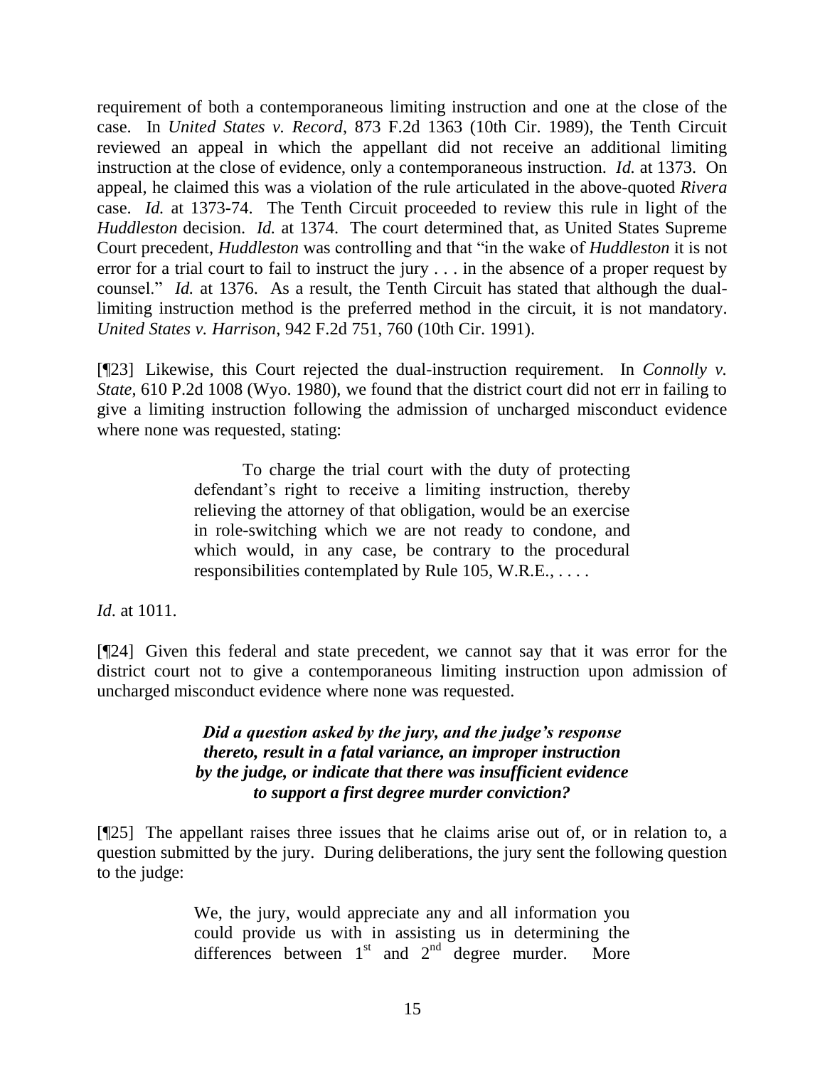requirement of both a contemporaneous limiting instruction and one at the close of the case. In *United States v. Record*, 873 F.2d 1363 (10th Cir. 1989), the Tenth Circuit reviewed an appeal in which the appellant did not receive an additional limiting instruction at the close of evidence, only a contemporaneous instruction. *Id.* at 1373. On appeal, he claimed this was a violation of the rule articulated in the above-quoted *Rivera* case. *Id.* at 1373-74. The Tenth Circuit proceeded to review this rule in light of the *Huddleston* decision. *Id.* at 1374. The court determined that, as United States Supreme Court precedent, *Huddleston* was controlling and that "in the wake of *Huddleston* it is not error for a trial court to fail to instruct the jury . . . in the absence of a proper request by counsel." *Id.* at 1376. As a result, the Tenth Circuit has stated that although the dual-limiting instruction method is the preferred method in the circuit, it is not mandatory. *United States v. Harrison*, 942 F.2d 751, 760 (10th Cir. 1991).

[¶23] Likewise, this Court rejected the dual-instruction requirement. In *Connolly v. State*, 610 P.2d 1008 (Wyo. 1980), we found that the district court did not err in failing to give a limiting instruction following the admission of uncharged misconduct evidence where none was requested, stating:

> To charge the trial court with the duty of protecting defendant's right to receive a limiting instruction, thereby relieving the attorney of that obligation, would be an exercise in role-switching which we are not ready to condone, and which would, in any case, be contrary to the procedural responsibilities contemplated by Rule 105, W.R.E., . . . .

*Id*. at 1011.

[¶24] Given this federal and state precedent, we cannot say that it was error for the district court not to give a contemporaneous limiting instruction upon admission of uncharged misconduct evidence where none was requested.

***Did a question asked by the jury, and the judge's response thereto, result in a fatal variance, an improper instruction by the judge, or indicate that there was insufficient evidence to support a first degree murder conviction?***

[¶25] The appellant raises three issues that he claims arise out of, or in relation to, a question submitted by the jury. During deliberations, the jury sent the following question to the judge:

> We, the jury, would appreciate any and all information you could provide us with in assisting us in determining the differences between 1st and 2nd degree murder. More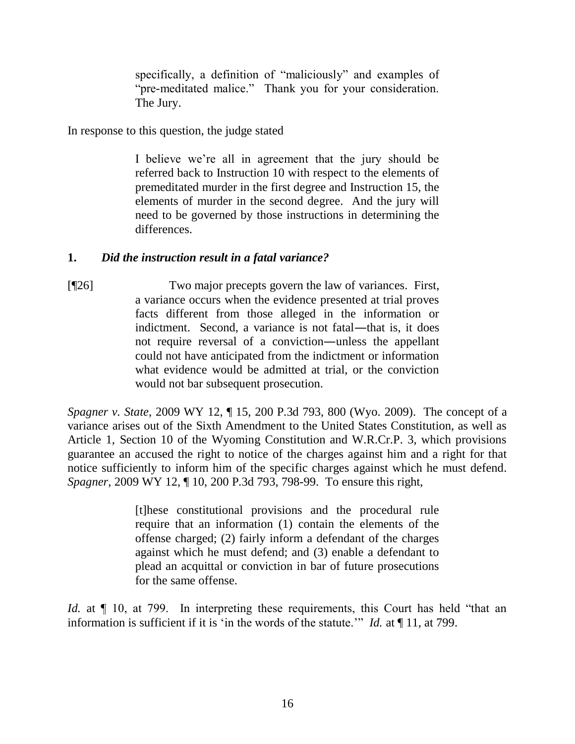> specifically, a definition of "maliciously" and examples of "pre-meditated malice." Thank you for your consideration. The Jury.

In response to this question, the judge stated

> I believe we're all in agreement that the jury should be referred back to Instruction 10 with respect to the elements of premeditated murder in the first degree and Instruction 15, the elements of murder in the second degree. And the jury will need to be governed by those instructions in determining the differences.

**1. *Did the instruction result in a fatal variance?***

[¶26]

> Two major precepts govern the law of variances. First, a variance occurs when the evidence presented at trial proves facts different from those alleged in the information or indictment. Second, a variance is not fatal―that is, it does not require reversal of a conviction―unless the appellant could not have anticipated from the indictment or information what evidence would be admitted at trial, or the conviction would not bar subsequent prosecution.

*Spagner v. State*, 2009 WY 12, ¶ 15, 200 P.3d 793, 800 (Wyo. 2009). The concept of a variance arises out of the Sixth Amendment to the United States Constitution, as well as Article 1, Section 10 of the Wyoming Constitution and W.R.Cr.P. 3, which provisions guarantee an accused the right to notice of the charges against him and a right for that notice sufficiently to inform him of the specific charges against which he must defend. *Spagner*, 2009 WY 12, ¶ 10, 200 P.3d 793, 798-99. To ensure this right,

> [t]hese constitutional provisions and the procedural rule require that an information (1) contain the elements of the offense charged; (2) fairly inform a defendant of the charges against which he must defend; and (3) enable a defendant to plead an acquittal or conviction in bar of future prosecutions for the same offense.

*Id.* at ¶ 10, at 799. In interpreting these requirements, this Court has held "that an information is sufficient if it is 'in the words of the statute.'" *Id.* at ¶ 11, at 799.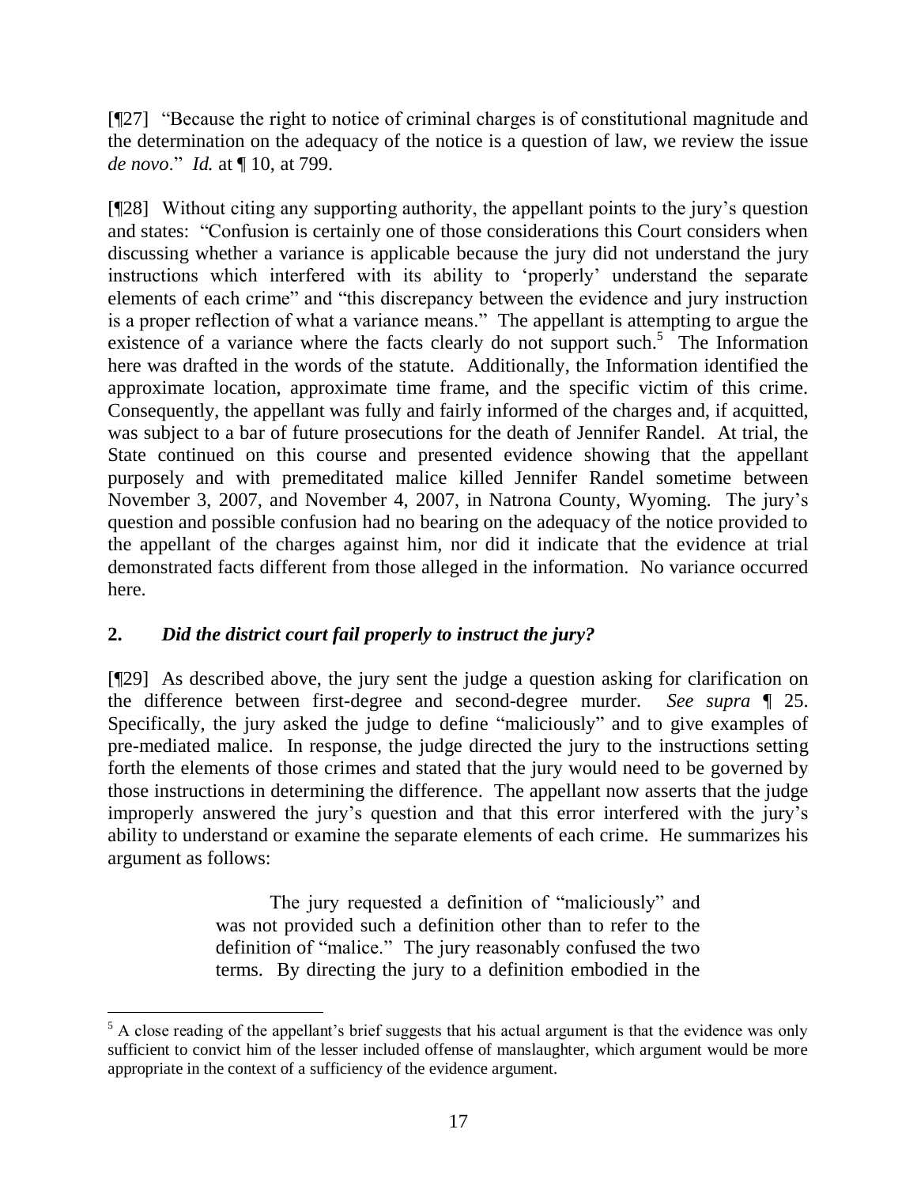[¶27] "Because the right to notice of criminal charges is of constitutional magnitude and the determination on the adequacy of the notice is a question of law, we review the issue *de novo*." *Id.* at ¶ 10, at 799.

[¶28] Without citing any supporting authority, the appellant points to the jury's question and states: "Confusion is certainly one of those considerations this Court considers when discussing whether a variance is applicable because the jury did not understand the jury instructions which interfered with its ability to 'properly' understand the separate elements of each crime" and "this discrepancy between the evidence and jury instruction is a proper reflection of what a variance means." The appellant is attempting to argue the existence of a variance where the facts clearly do not support such.[5] The Information here was drafted in the words of the statute. Additionally, the Information identified the approximate location, approximate time frame, and the specific victim of this crime. Consequently, the appellant was fully and fairly informed of the charges and, if acquitted, was subject to a bar of future prosecutions for the death of Jennifer Randel. At trial, the State continued on this course and presented evidence showing that the appellant purposely and with premeditated malice killed Jennifer Randel sometime between November 3, 2007, and November 4, 2007, in Natrona County, Wyoming. The jury's question and possible confusion had no bearing on the adequacy of the notice provided to the appellant of the charges against him, nor did it indicate that the evidence at trial demonstrated facts different from those alleged in the information. No variance occurred here.

## 2. *Did the district court fail properly to instruct the jury?*

[¶29] As described above, the jury sent the judge a question asking for clarification on the difference between first-degree and second-degree murder. *See supra* ¶ 25. Specifically, the jury asked the judge to define "maliciously" and to give examples of pre-mediated malice. In response, the judge directed the jury to the instructions setting forth the elements of those crimes and stated that the jury would need to be governed by those instructions in determining the difference. The appellant now asserts that the judge improperly answered the jury's question and that this error interfered with the jury's ability to understand or examine the separate elements of each crime. He summarizes his argument as follows:

> The jury requested a definition of "maliciously" and was not provided such a definition other than to refer to the definition of "malice." The jury reasonably confused the two terms. By directing the jury to a definition embodied in the

---

[5] A close reading of the appellant's brief suggests that his actual argument is that the evidence was only sufficient to convict him of the lesser included offense of manslaughter, which argument would be more appropriate in the context of a sufficiency of the evidence argument.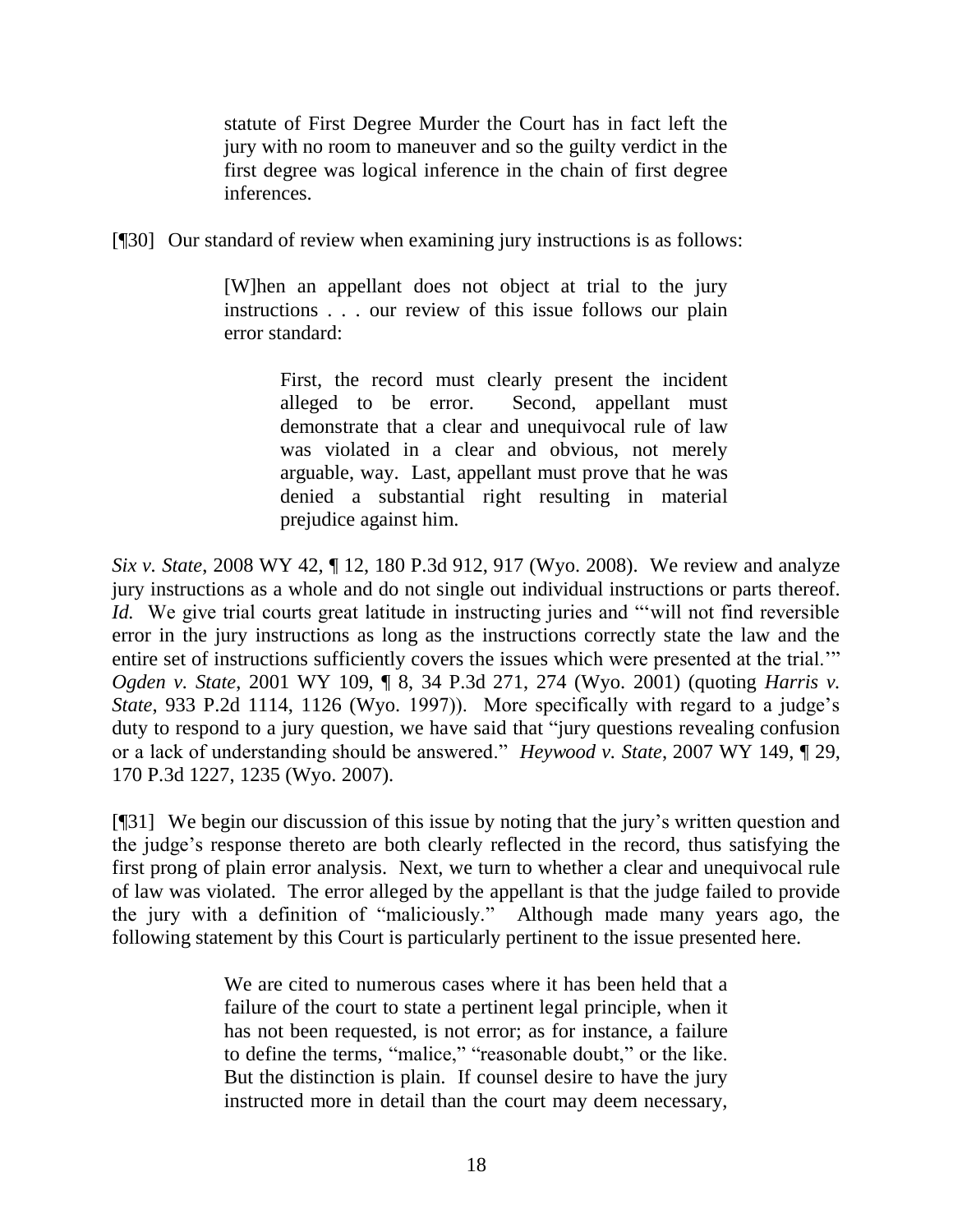> statute of First Degree Murder the Court has in fact left the jury with no room to maneuver and so the guilty verdict in the first degree was logical inference in the chain of first degree inferences.

[¶30] Our standard of review when examining jury instructions is as follows:

> [W]hen an appellant does not object at trial to the jury instructions . . . our review of this issue follows our plain error standard:
>
> > First, the record must clearly present the incident alleged to be error. Second, appellant must demonstrate that a clear and unequivocal rule of law was violated in a clear and obvious, not merely arguable, way. Last, appellant must prove that he was denied a substantial right resulting in material prejudice against him.

*Six v. State*, 2008 WY 42, ¶ 12, 180 P.3d 912, 917 (Wyo. 2008). We review and analyze jury instructions as a whole and do not single out individual instructions or parts thereof. *Id.* We give trial courts great latitude in instructing juries and "'will not find reversible error in the jury instructions as long as the instructions correctly state the law and the entire set of instructions sufficiently covers the issues which were presented at the trial.'" *Ogden v. State*, 2001 WY 109, ¶ 8, 34 P.3d 271, 274 (Wyo. 2001) (quoting *Harris v. State*, 933 P.2d 1114, 1126 (Wyo. 1997)). More specifically with regard to a judge's duty to respond to a jury question, we have said that "jury questions revealing confusion or a lack of understanding should be answered." *Heywood v. State*, 2007 WY 149, ¶ 29, 170 P.3d 1227, 1235 (Wyo. 2007).

[¶31] We begin our discussion of this issue by noting that the jury's written question and the judge's response thereto are both clearly reflected in the record, thus satisfying the first prong of plain error analysis. Next, we turn to whether a clear and unequivocal rule of law was violated. The error alleged by the appellant is that the judge failed to provide the jury with a definition of "maliciously." Although made many years ago, the following statement by this Court is particularly pertinent to the issue presented here.

> We are cited to numerous cases where it has been held that a failure of the court to state a pertinent legal principle, when it has not been requested, is not error; as for instance, a failure to define the terms, "malice," "reasonable doubt," or the like. But the distinction is plain. If counsel desire to have the jury instructed more in detail than the court may deem necessary,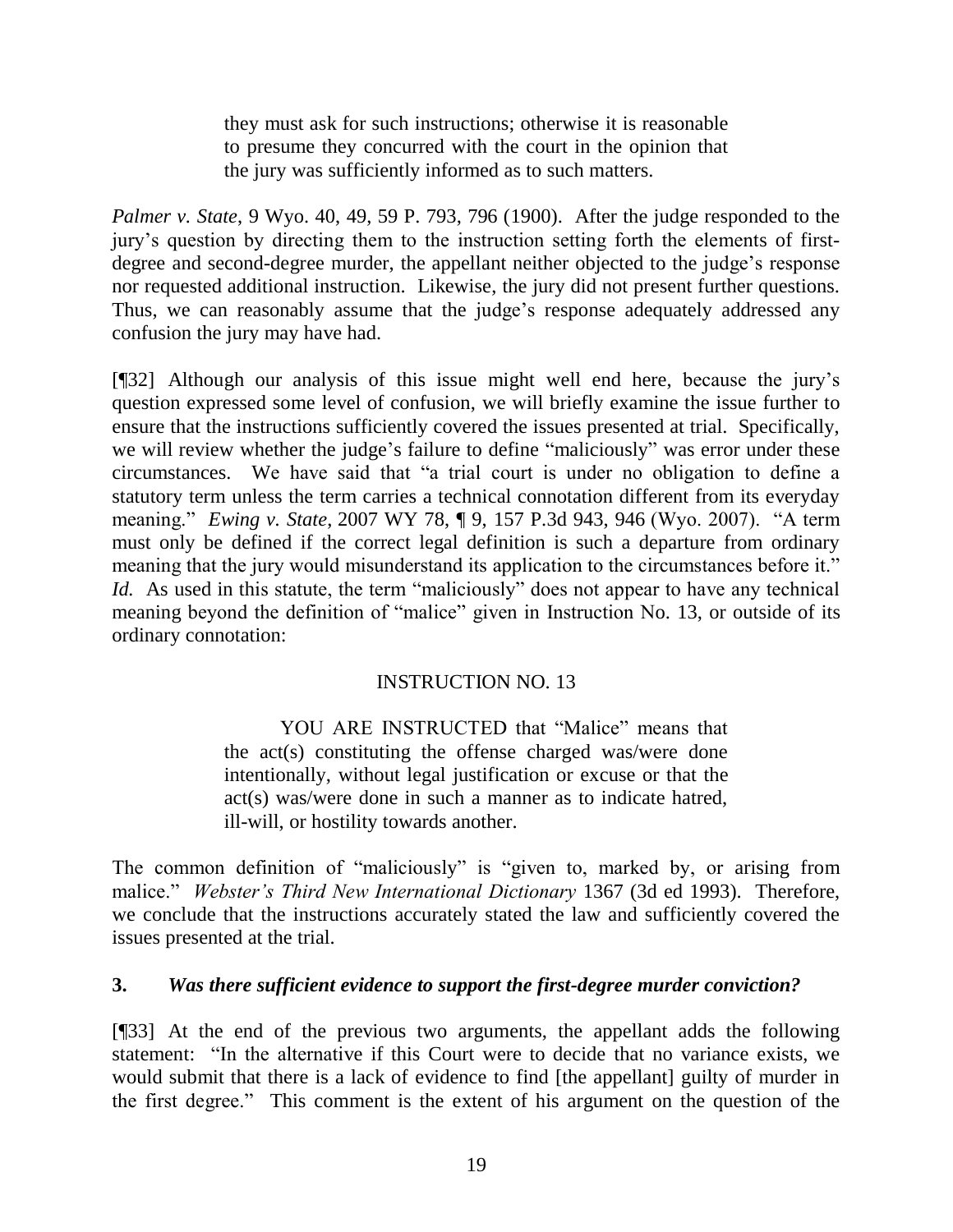> they must ask for such instructions; otherwise it is reasonable to presume they concurred with the court in the opinion that the jury was sufficiently informed as to such matters.

*Palmer v. State*, 9 Wyo. 40, 49, 59 P. 793, 796 (1900). After the judge responded to the jury's question by directing them to the instruction setting forth the elements of first-degree and second-degree murder, the appellant neither objected to the judge's response nor requested additional instruction. Likewise, the jury did not present further questions. Thus, we can reasonably assume that the judge's response adequately addressed any confusion the jury may have had.

[¶32] Although our analysis of this issue might well end here, because the jury's question expressed some level of confusion, we will briefly examine the issue further to ensure that the instructions sufficiently covered the issues presented at trial. Specifically, we will review whether the judge's failure to define "maliciously" was error under these circumstances. We have said that "a trial court is under no obligation to define a statutory term unless the term carries a technical connotation different from its everyday meaning." *Ewing v. State*, 2007 WY 78, ¶ 9, 157 P.3d 943, 946 (Wyo. 2007). "A term must only be defined if the correct legal definition is such a departure from ordinary meaning that the jury would misunderstand its application to the circumstances before it." *Id.* As used in this statute, the term "maliciously" does not appear to have any technical meaning beyond the definition of "malice" given in Instruction No. 13, or outside of its ordinary connotation:

> INSTRUCTION NO. 13
>
> YOU ARE INSTRUCTED that "Malice" means that the act(s) constituting the offense charged was/were done intentionally, without legal justification or excuse or that the act(s) was/were done in such a manner as to indicate hatred, ill-will, or hostility towards another.

The common definition of "maliciously" is "given to, marked by, or arising from malice." *Webster's Third New International Dictionary* 1367 (3d ed 1993). Therefore, we conclude that the instructions accurately stated the law and sufficiently covered the issues presented at the trial.

### 3. *Was there sufficient evidence to support the first-degree murder conviction?*

[¶33] At the end of the previous two arguments, the appellant adds the following statement: "In the alternative if this Court were to decide that no variance exists, we would submit that there is a lack of evidence to find [the appellant] guilty of murder in the first degree." This comment is the extent of his argument on the question of the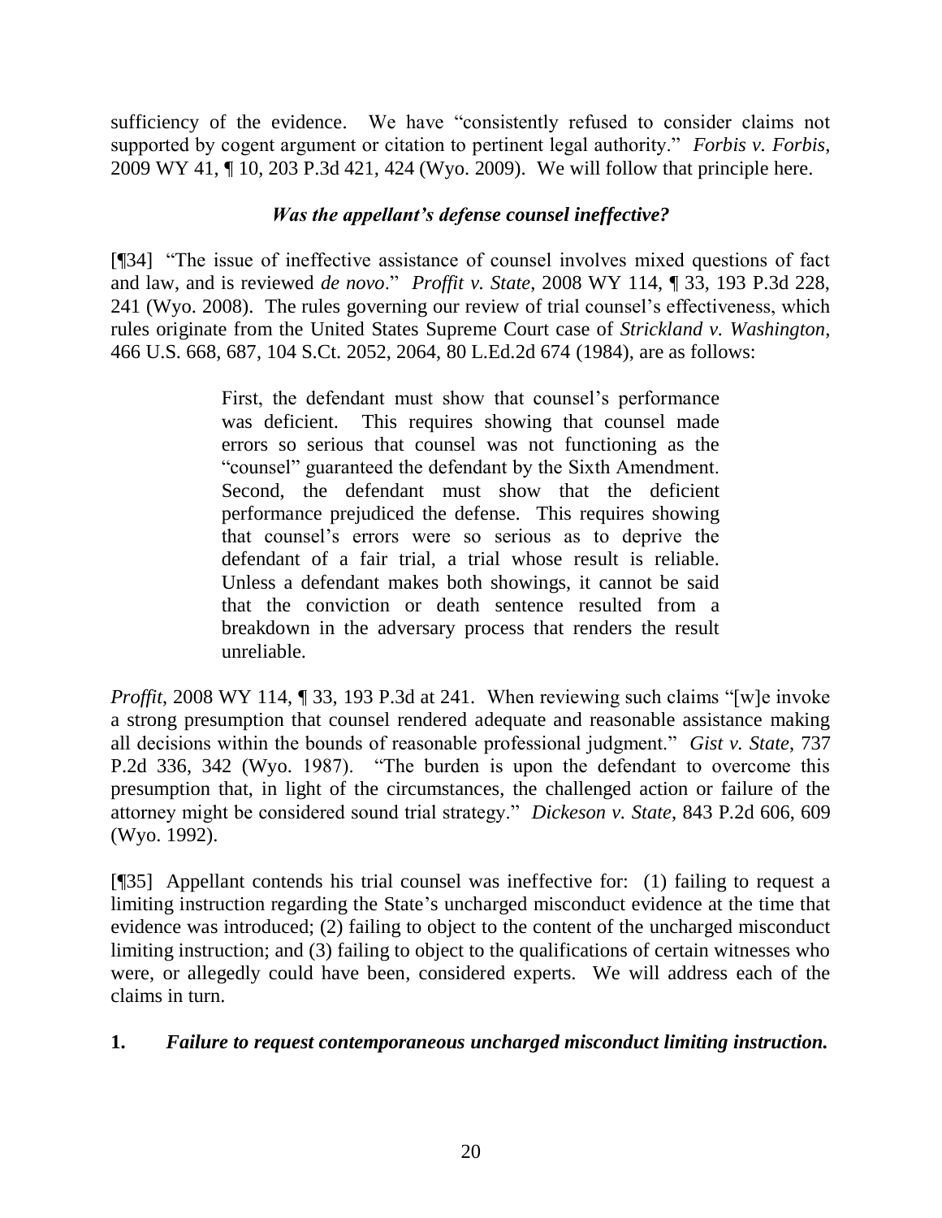sufficiency of the evidence. We have "consistently refused to consider claims not supported by cogent argument or citation to pertinent legal authority." *Forbis v. Forbis*, 2009 WY 41, ¶ 10, 203 P.3d 421, 424 (Wyo. 2009). We will follow that principle here.

### *Was the appellant's defense counsel ineffective?*

[¶34] "The issue of ineffective assistance of counsel involves mixed questions of fact and law, and is reviewed *de novo*." *Proffit v. State*, 2008 WY 114, ¶ 33, 193 P.3d 228, 241 (Wyo. 2008). The rules governing our review of trial counsel's effectiveness, which rules originate from the United States Supreme Court case of *Strickland v. Washington*, 466 U.S. 668, 687, 104 S.Ct. 2052, 2064, 80 L.Ed.2d 674 (1984), are as follows:

> First, the defendant must show that counsel's performance was deficient. This requires showing that counsel made errors so serious that counsel was not functioning as the "counsel" guaranteed the defendant by the Sixth Amendment. Second, the defendant must show that the deficient performance prejudiced the defense. This requires showing that counsel's errors were so serious as to deprive the defendant of a fair trial, a trial whose result is reliable. Unless a defendant makes both showings, it cannot be said that the conviction or death sentence resulted from a breakdown in the adversary process that renders the result unreliable.

*Proffit*, 2008 WY 114, ¶ 33, 193 P.3d at 241. When reviewing such claims "[w]e invoke a strong presumption that counsel rendered adequate and reasonable assistance making all decisions within the bounds of reasonable professional judgment." *Gist v. State*, 737 P.2d 336, 342 (Wyo. 1987). "The burden is upon the defendant to overcome this presumption that, in light of the circumstances, the challenged action or failure of the attorney might be considered sound trial strategy." *Dickeson v. State*, 843 P.2d 606, 609 (Wyo. 1992).

[¶35] Appellant contends his trial counsel was ineffective for: (1) failing to request a limiting instruction regarding the State's uncharged misconduct evidence at the time that evidence was introduced; (2) failing to object to the content of the uncharged misconduct limiting instruction; and (3) failing to object to the qualifications of certain witnesses who were, or allegedly could have been, considered experts. We will address each of the claims in turn.

**1.** ***Failure to request contemporaneous uncharged misconduct limiting instruction.***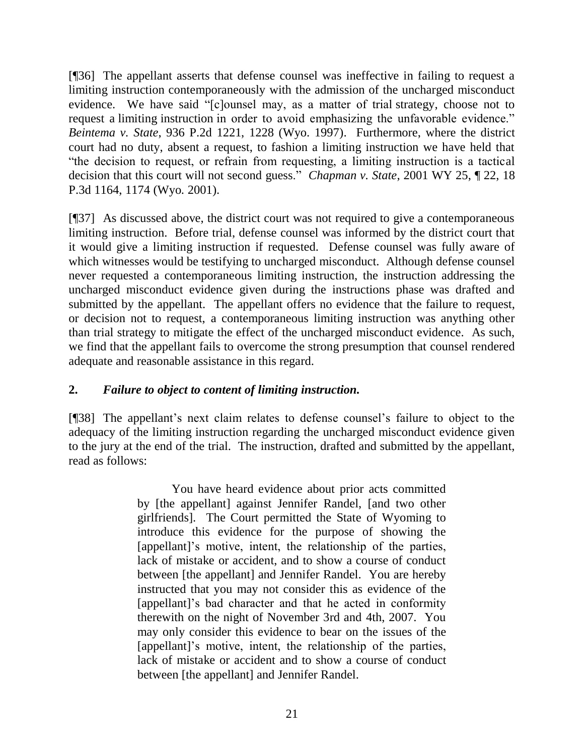[¶36] The appellant asserts that defense counsel was ineffective in failing to request a limiting instruction contemporaneously with the admission of the uncharged misconduct evidence. We have said "[c]ounsel may, as a matter of trial strategy, choose not to request a limiting instruction in order to avoid emphasizing the unfavorable evidence." *Beintema v. State*, 936 P.2d 1221, 1228 (Wyo. 1997). Furthermore, where the district court had no duty, absent a request, to fashion a limiting instruction we have held that "the decision to request, or refrain from requesting, a limiting instruction is a tactical decision that this court will not second guess." *Chapman v. State*, 2001 WY 25, ¶ 22, 18 P.3d 1164, 1174 (Wyo. 2001).

[¶37] As discussed above, the district court was not required to give a contemporaneous limiting instruction. Before trial, defense counsel was informed by the district court that it would give a limiting instruction if requested. Defense counsel was fully aware of which witnesses would be testifying to uncharged misconduct. Although defense counsel never requested a contemporaneous limiting instruction, the instruction addressing the uncharged misconduct evidence given during the instructions phase was drafted and submitted by the appellant. The appellant offers no evidence that the failure to request, or decision not to request, a contemporaneous limiting instruction was anything other than trial strategy to mitigate the effect of the uncharged misconduct evidence. As such, we find that the appellant fails to overcome the strong presumption that counsel rendered adequate and reasonable assistance in this regard.

**2. *Failure to object to content of limiting instruction.***

[¶38] The appellant's next claim relates to defense counsel's failure to object to the adequacy of the limiting instruction regarding the uncharged misconduct evidence given to the jury at the end of the trial. The instruction, drafted and submitted by the appellant, read as follows:

> You have heard evidence about prior acts committed by [the appellant] against Jennifer Randel, [and two other girlfriends]. The Court permitted the State of Wyoming to introduce this evidence for the purpose of showing the [appellant]'s motive, intent, the relationship of the parties, lack of mistake or accident, and to show a course of conduct between [the appellant] and Jennifer Randel. You are hereby instructed that you may not consider this as evidence of the [appellant]'s bad character and that he acted in conformity therewith on the night of November 3rd and 4th, 2007. You may only consider this evidence to bear on the issues of the [appellant]'s motive, intent, the relationship of the parties, lack of mistake or accident and to show a course of conduct between [the appellant] and Jennifer Randel.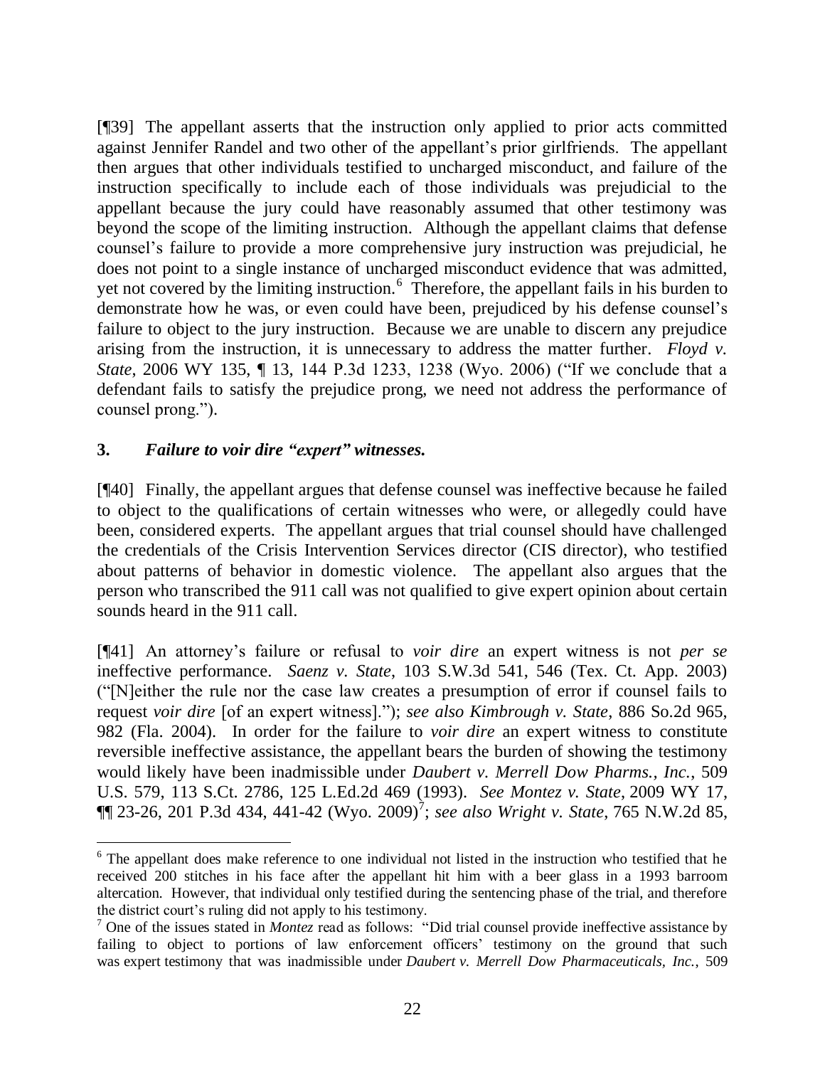[¶39] The appellant asserts that the instruction only applied to prior acts committed against Jennifer Randel and two other of the appellant's prior girlfriends. The appellant then argues that other individuals testified to uncharged misconduct, and failure of the instruction specifically to include each of those individuals was prejudicial to the appellant because the jury could have reasonably assumed that other testimony was beyond the scope of the limiting instruction. Although the appellant claims that defense counsel's failure to provide a more comprehensive jury instruction was prejudicial, he does not point to a single instance of uncharged misconduct evidence that was admitted, yet not covered by the limiting instruction.[6] Therefore, the appellant fails in his burden to demonstrate how he was, or even could have been, prejudiced by his defense counsel's failure to object to the jury instruction. Because we are unable to discern any prejudice arising from the instruction, it is unnecessary to address the matter further. *Floyd v. State*, 2006 WY 135, ¶ 13, 144 P.3d 1233, 1238 (Wyo. 2006) ("If we conclude that a defendant fails to satisfy the prejudice prong, we need not address the performance of counsel prong.").

### 3. *Failure to voir dire "expert" witnesses.*

[¶40] Finally, the appellant argues that defense counsel was ineffective because he failed to object to the qualifications of certain witnesses who were, or allegedly could have been, considered experts. The appellant argues that trial counsel should have challenged the credentials of the Crisis Intervention Services director (CIS director), who testified about patterns of behavior in domestic violence. The appellant also argues that the person who transcribed the 911 call was not qualified to give expert opinion about certain sounds heard in the 911 call.

[¶41] An attorney's failure or refusal to *voir dire* an expert witness is not *per se* ineffective performance. *Saenz v. State*, 103 S.W.3d 541, 546 (Tex. Ct. App. 2003) ("[N]either the rule nor the case law creates a presumption of error if counsel fails to request *voir dire* [of an expert witness]."); *see also Kimbrough v. State*, 886 So.2d 965, 982 (Fla. 2004). In order for the failure to *voir dire* an expert witness to constitute reversible ineffective assistance, the appellant bears the burden of showing the testimony would likely have been inadmissible under *Daubert v. Merrell Dow Pharms., Inc.*, 509 U.S. 579, 113 S.Ct. 2786, 125 L.Ed.2d 469 (1993). *See Montez v. State*, 2009 WY 17, ¶¶ 23-26, 201 P.3d 434, 441-42 (Wyo. 2009)[7]; *see also Wright v. State*, 765 N.W.2d 85,

---

[6] The appellant does make reference to one individual not listed in the instruction who testified that he received 200 stitches in his face after the appellant hit him with a beer glass in a 1993 barroom altercation. However, that individual only testified during the sentencing phase of the trial, and therefore the district court's ruling did not apply to his testimony.

[7] One of the issues stated in *Montez* read as follows: "Did trial counsel provide ineffective assistance by failing to object to portions of law enforcement officers' testimony on the ground that such was expert testimony that was inadmissible under *Daubert v. Merrell Dow Pharmaceuticals, Inc.*, 509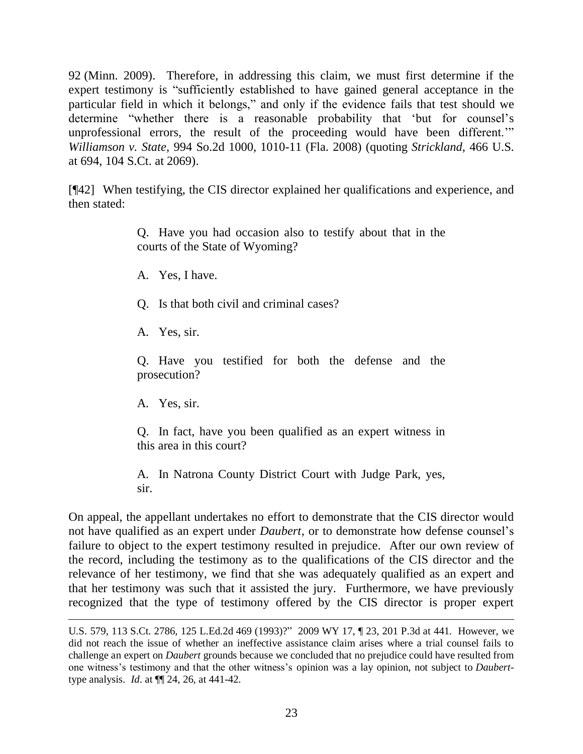92 (Minn. 2009). Therefore, in addressing this claim, we must first determine if the expert testimony is "sufficiently established to have gained general acceptance in the particular field in which it belongs," and only if the evidence fails that test should we determine "whether there is a reasonable probability that 'but for counsel's unprofessional errors, the result of the proceeding would have been different.'" *Williamson v. State*, 994 So.2d 1000, 1010-11 (Fla. 2008) (quoting *Strickland*, 466 U.S. at 694, 104 S.Ct. at 2069).

[¶42] When testifying, the CIS director explained her qualifications and experience, and then stated:

> Q. Have you had occasion also to testify about that in the courts of the State of Wyoming?
>
> A. Yes, I have.
>
> Q. Is that both civil and criminal cases?
>
> A. Yes, sir.
>
> Q. Have you testified for both the defense and the prosecution?
>
> A. Yes, sir.
>
> Q. In fact, have you been qualified as an expert witness in this area in this court?
>
> A. In Natrona County District Court with Judge Park, yes, sir.

On appeal, the appellant undertakes no effort to demonstrate that the CIS director would not have qualified as an expert under *Daubert*, or to demonstrate how defense counsel's failure to object to the expert testimony resulted in prejudice. After our own review of the record, including the testimony as to the qualifications of the CIS director and the relevance of her testimony, we find that she was adequately qualified as an expert and that her testimony was such that it assisted the jury. Furthermore, we have previously recognized that the type of testimony offered by the CIS director is proper expert

---

U.S. 579, 113 S.Ct. 2786, 125 L.Ed.2d 469 (1993)?" 2009 WY 17, ¶ 23, 201 P.3d at 441. However, we did not reach the issue of whether an ineffective assistance claim arises where a trial counsel fails to challenge an expert on *Daubert* grounds because we concluded that no prejudice could have resulted from one witness's testimony and that the other witness's opinion was a lay opinion, not subject to *Daubert*-type analysis. *Id*. at ¶¶ 24, 26, at 441-42.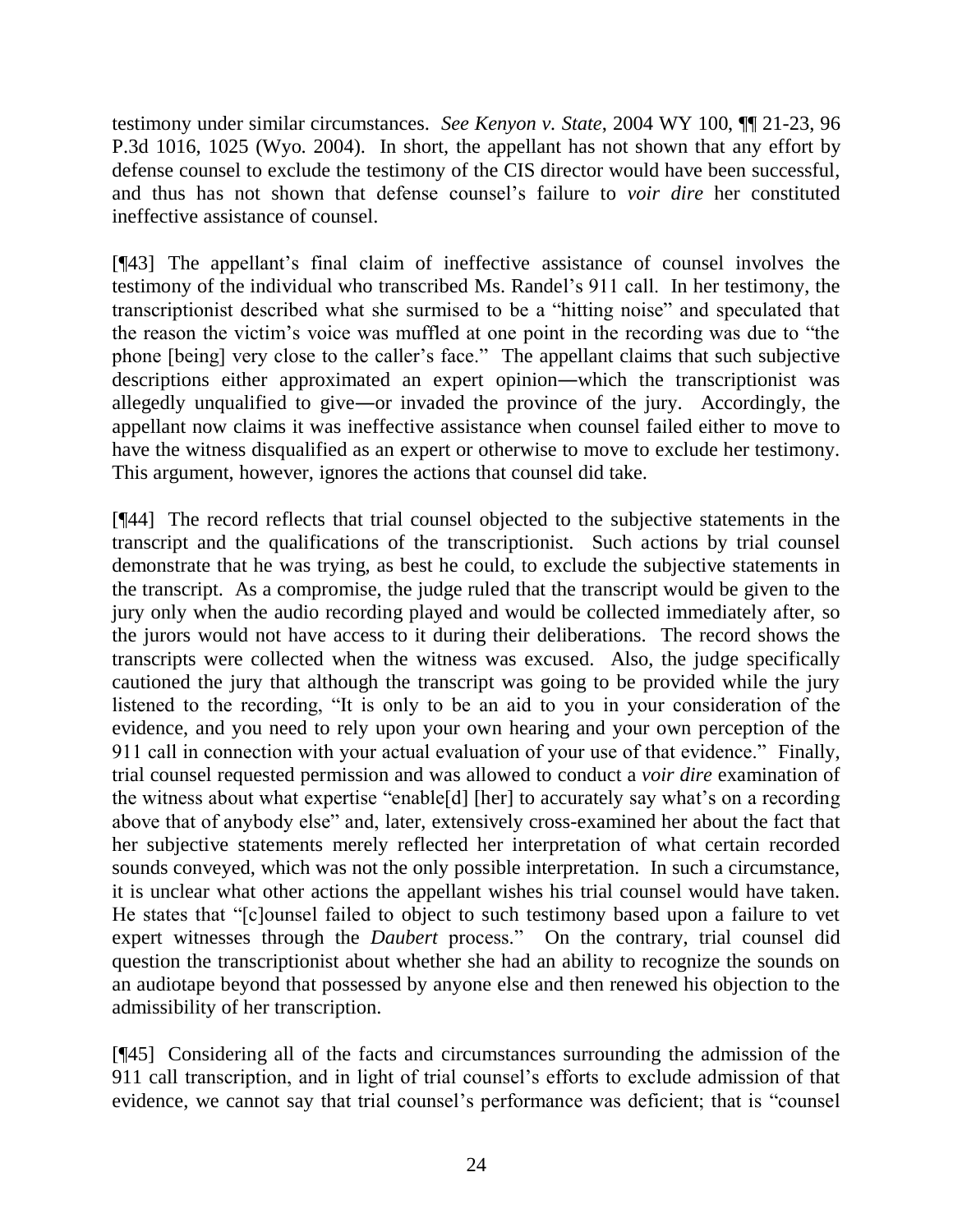testimony under similar circumstances. *See Kenyon v. State*, 2004 WY 100, ¶¶ 21-23, 96 P.3d 1016, 1025 (Wyo. 2004). In short, the appellant has not shown that any effort by defense counsel to exclude the testimony of the CIS director would have been successful, and thus has not shown that defense counsel's failure to *voir dire* her constituted ineffective assistance of counsel.

[¶43] The appellant's final claim of ineffective assistance of counsel involves the testimony of the individual who transcribed Ms. Randel's 911 call. In her testimony, the transcriptionist described what she surmised to be a "hitting noise" and speculated that the reason the victim's voice was muffled at one point in the recording was due to "the phone [being] very close to the caller's face." The appellant claims that such subjective descriptions either approximated an expert opinion―which the transcriptionist was allegedly unqualified to give―or invaded the province of the jury. Accordingly, the appellant now claims it was ineffective assistance when counsel failed either to move to have the witness disqualified as an expert or otherwise to move to exclude her testimony. This argument, however, ignores the actions that counsel did take.

[¶44] The record reflects that trial counsel objected to the subjective statements in the transcript and the qualifications of the transcriptionist. Such actions by trial counsel demonstrate that he was trying, as best he could, to exclude the subjective statements in the transcript. As a compromise, the judge ruled that the transcript would be given to the jury only when the audio recording played and would be collected immediately after, so the jurors would not have access to it during their deliberations. The record shows the transcripts were collected when the witness was excused. Also, the judge specifically cautioned the jury that although the transcript was going to be provided while the jury listened to the recording, "It is only to be an aid to you in your consideration of the evidence, and you need to rely upon your own hearing and your own perception of the 911 call in connection with your actual evaluation of your use of that evidence." Finally, trial counsel requested permission and was allowed to conduct a *voir dire* examination of the witness about what expertise "enable[d] [her] to accurately say what's on a recording above that of anybody else" and, later, extensively cross-examined her about the fact that her subjective statements merely reflected her interpretation of what certain recorded sounds conveyed, which was not the only possible interpretation. In such a circumstance, it is unclear what other actions the appellant wishes his trial counsel would have taken. He states that "[c]ounsel failed to object to such testimony based upon a failure to vet expert witnesses through the *Daubert* process." On the contrary, trial counsel did question the transcriptionist about whether she had an ability to recognize the sounds on an audiotape beyond that possessed by anyone else and then renewed his objection to the admissibility of her transcription.

[¶45] Considering all of the facts and circumstances surrounding the admission of the 911 call transcription, and in light of trial counsel's efforts to exclude admission of that evidence, we cannot say that trial counsel's performance was deficient; that is "counsel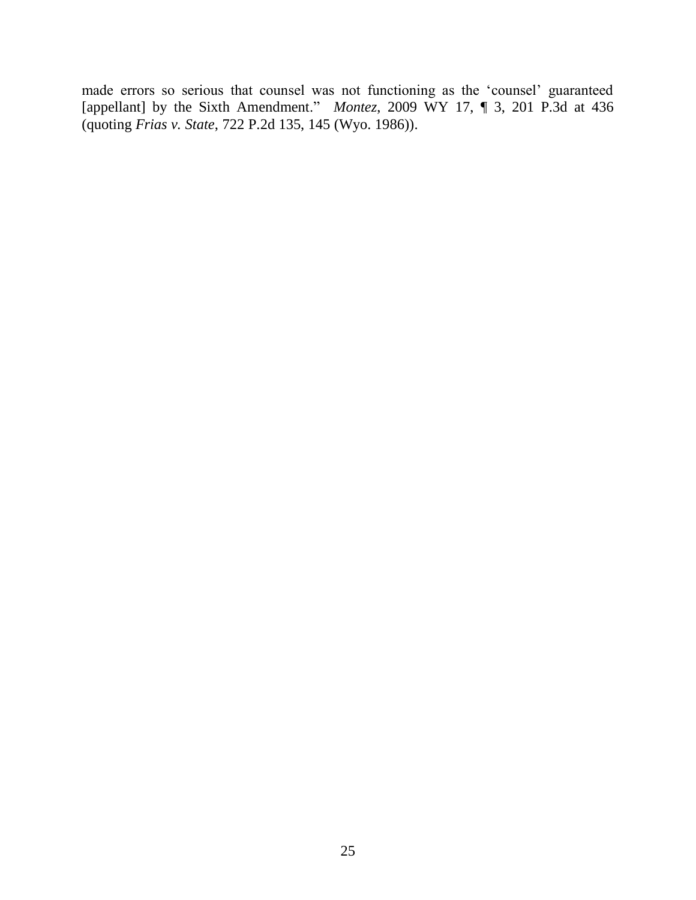made errors so serious that counsel was not functioning as the 'counsel' guaranteed [appellant] by the Sixth Amendment." *Montez*, 2009 WY 17, ¶ 3, 201 P.3d at 436 (quoting *Frias v. State*, 722 P.2d 135, 145 (Wyo. 1986)).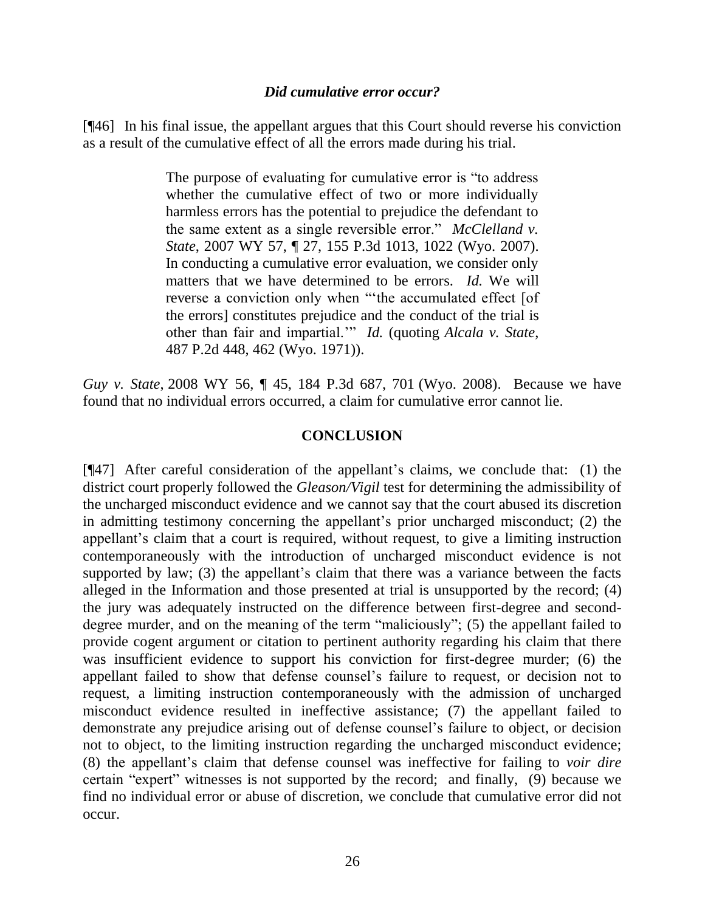### *Did cumulative error occur?*

[¶46] In his final issue, the appellant argues that this Court should reverse his conviction as a result of the cumulative effect of all the errors made during his trial.

> The purpose of evaluating for cumulative error is "to address whether the cumulative effect of two or more individually harmless errors has the potential to prejudice the defendant to the same extent as a single reversible error." *McClelland v. State*, 2007 WY 57, ¶ 27, 155 P.3d 1013, 1022 (Wyo. 2007). In conducting a cumulative error evaluation, we consider only matters that we have determined to be errors. *Id.* We will reverse a conviction only when "'the accumulated effect [of the errors] constitutes prejudice and the conduct of the trial is other than fair and impartial.'" *Id.* (quoting *Alcala v. State*, 487 P.2d 448, 462 (Wyo. 1971)).

*Guy v. State*, 2008 WY 56, ¶ 45, 184 P.3d 687, 701 (Wyo. 2008). Because we have found that no individual errors occurred, a claim for cumulative error cannot lie.

## CONCLUSION

[¶47] After careful consideration of the appellant's claims, we conclude that: (1) the district court properly followed the *Gleason/Vigil* test for determining the admissibility of the uncharged misconduct evidence and we cannot say that the court abused its discretion in admitting testimony concerning the appellant's prior uncharged misconduct; (2) the appellant's claim that a court is required, without request, to give a limiting instruction contemporaneously with the introduction of uncharged misconduct evidence is not supported by law; (3) the appellant's claim that there was a variance between the facts alleged in the Information and those presented at trial is unsupported by the record; (4) the jury was adequately instructed on the difference between first-degree and second-degree murder, and on the meaning of the term "maliciously"; (5) the appellant failed to provide cogent argument or citation to pertinent authority regarding his claim that there was insufficient evidence to support his conviction for first-degree murder; (6) the appellant failed to show that defense counsel's failure to request, or decision not to request, a limiting instruction contemporaneously with the admission of uncharged misconduct evidence resulted in ineffective assistance; (7) the appellant failed to demonstrate any prejudice arising out of defense counsel's failure to object, or decision not to object, to the limiting instruction regarding the uncharged misconduct evidence; (8) the appellant's claim that defense counsel was ineffective for failing to *voir dire* certain "expert" witnesses is not supported by the record; and finally, (9) because we find no individual error or abuse of discretion, we conclude that cumulative error did not occur.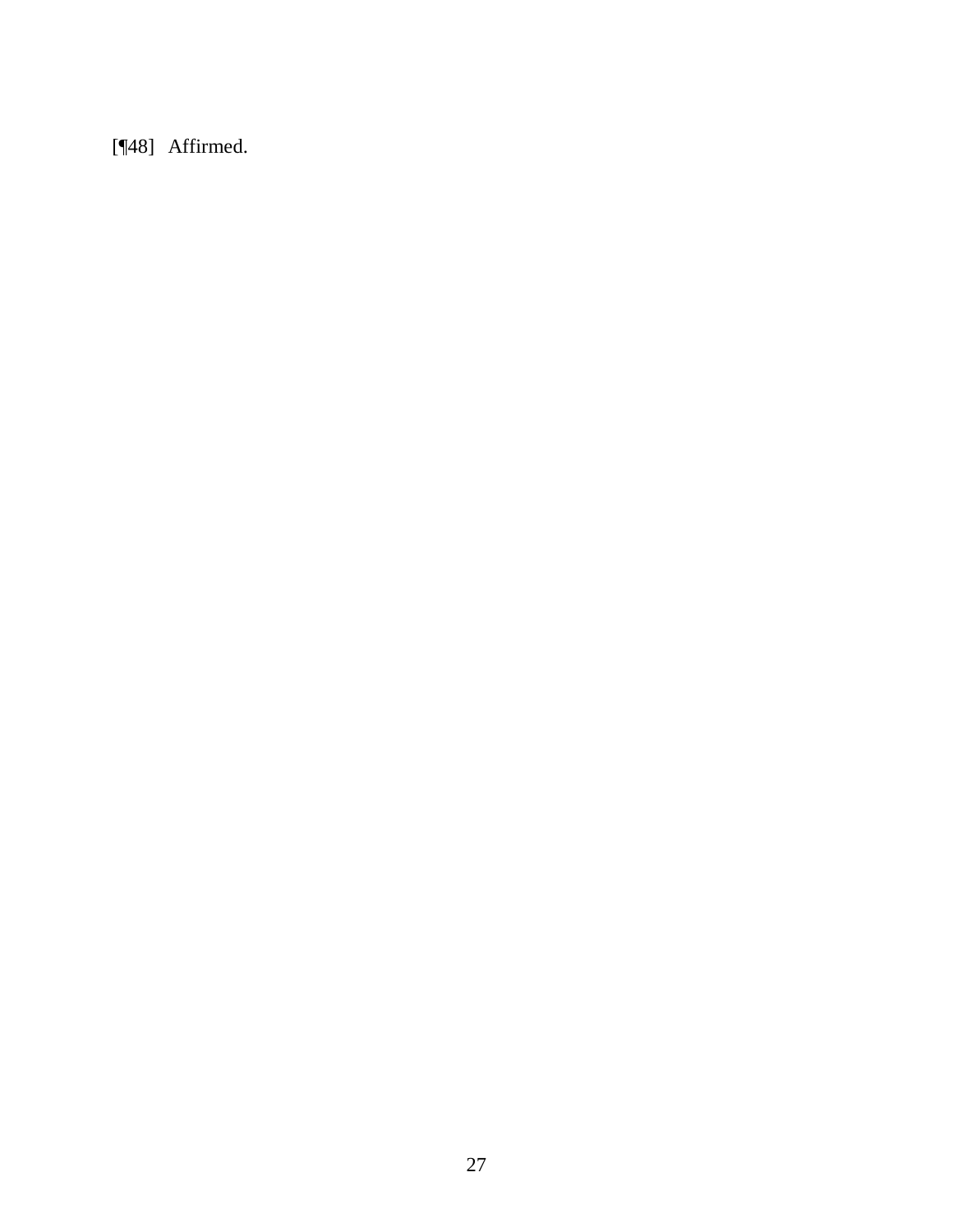[¶48] Affirmed.